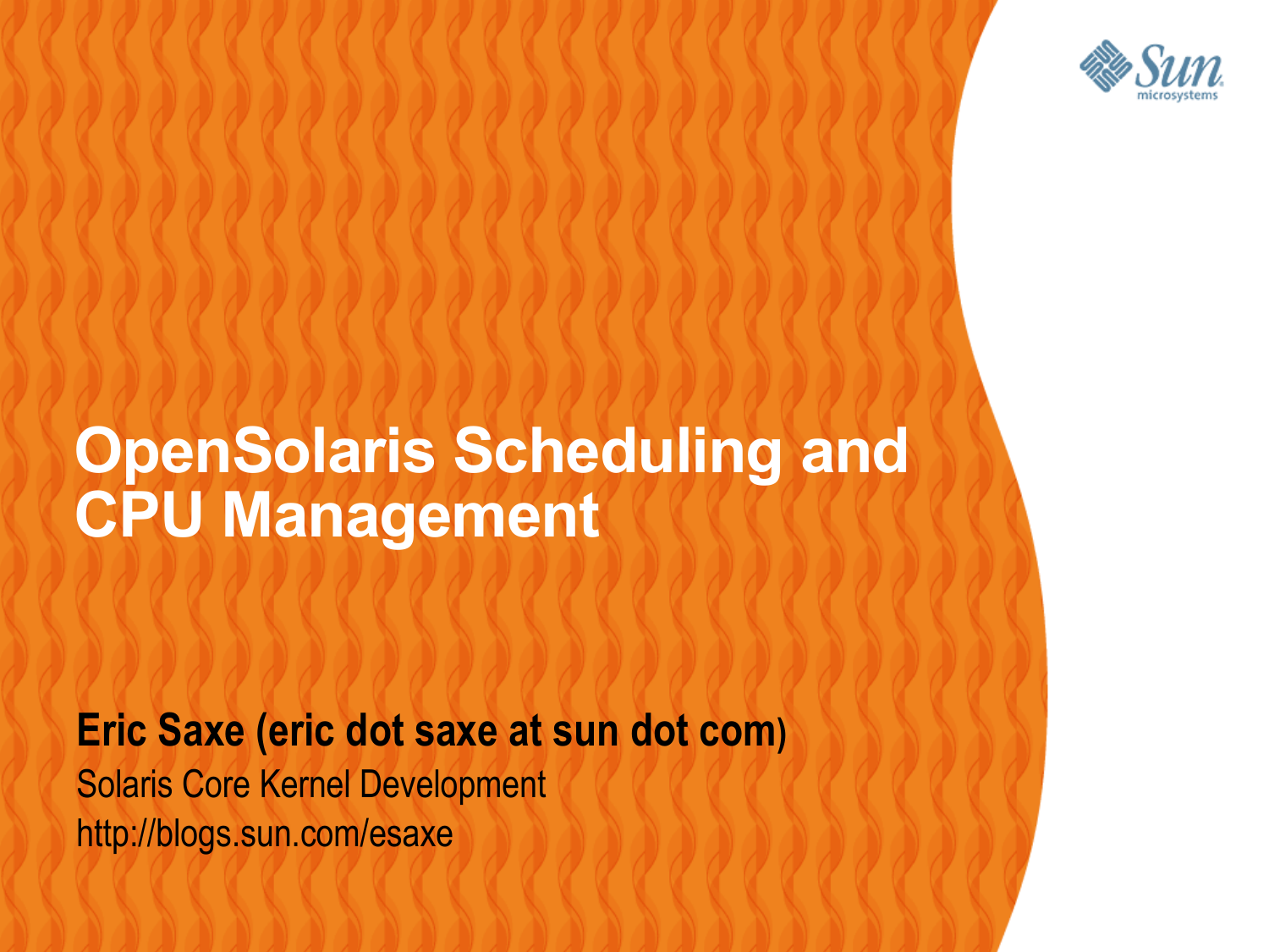# OpenSolaris Scheduling and CPU Management

**Eric Saxe (eric dot saxe at sun dot com)**

Solaris Core Kernel Development

http://blogs.sun.com/esaxe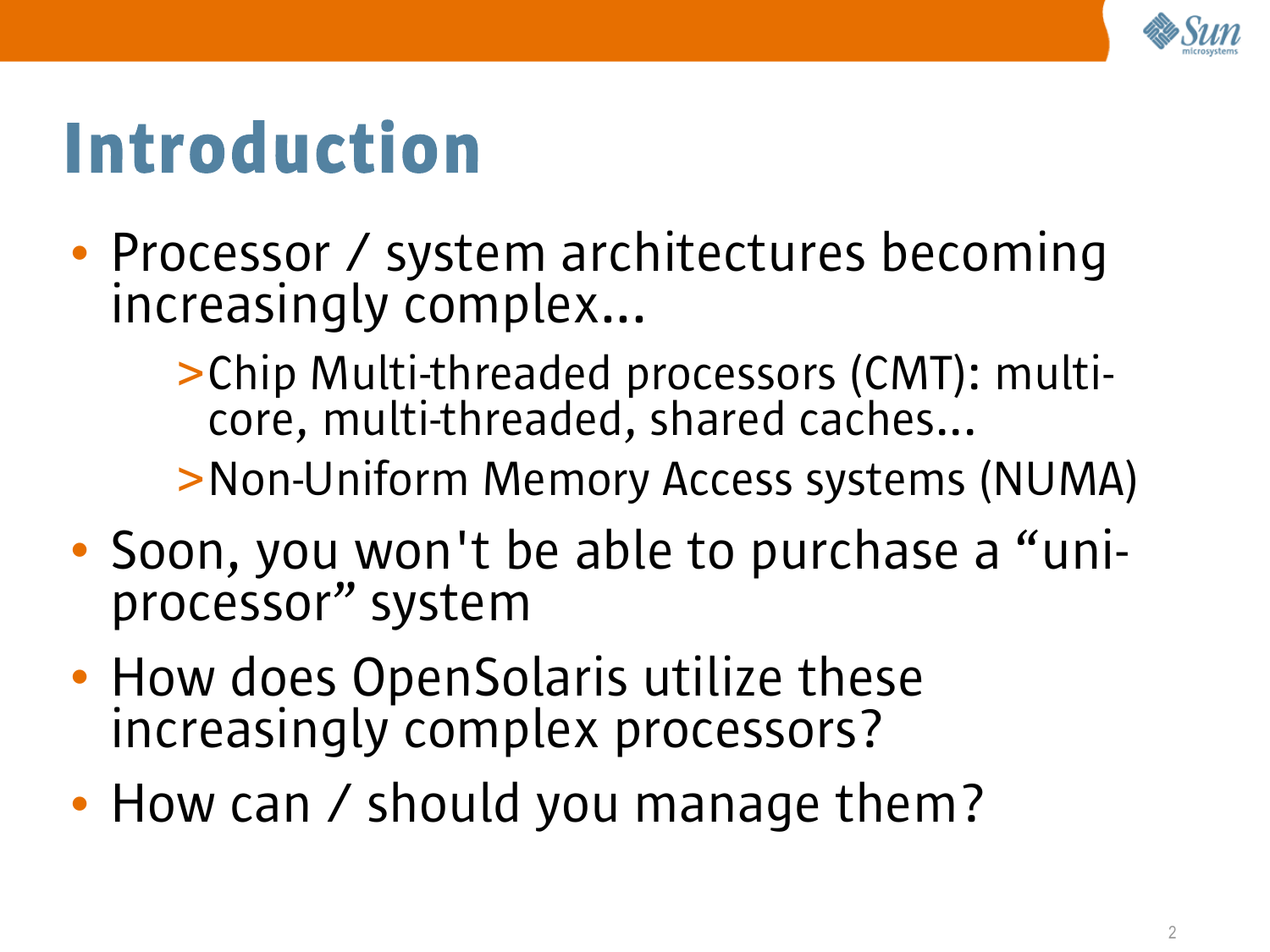# Introduction

- Processor / system architectures becoming increasingly complex...
  - Chip Multi-threaded processors (CMT): multi-core, multi-threaded, shared caches...
  - Non-Uniform Memory Access systems (NUMA)
- Soon, you won't be able to purchase a “uni-processor” system
- How does OpenSolaris utilize these increasingly complex processors?
- How can / should you manage them?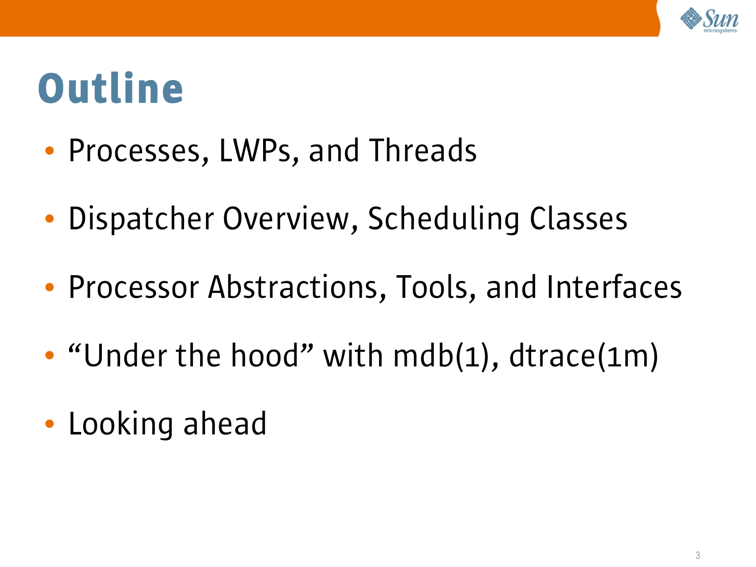# Outline

- Processes, LWPs, and Threads
- Dispatcher Overview, Scheduling Classes
- Processor Abstractions, Tools, and Interfaces
- "Under the hood" with mdb(1), dtrace(1m)
- Looking ahead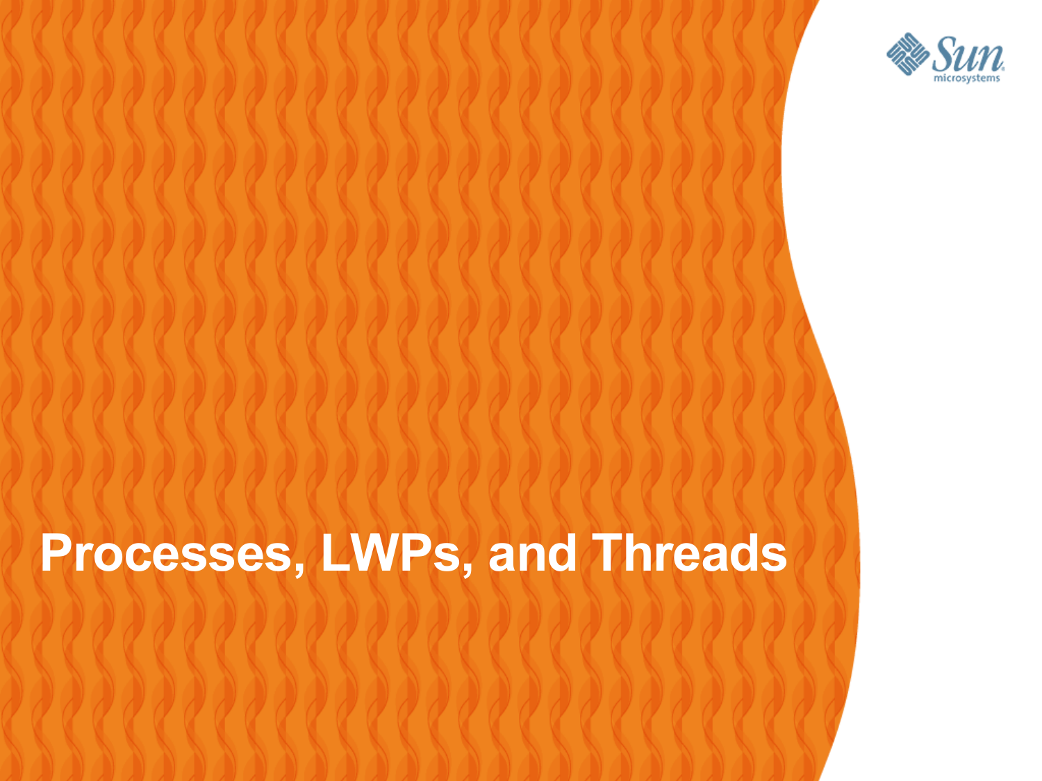# Processes, LWPs, and Threads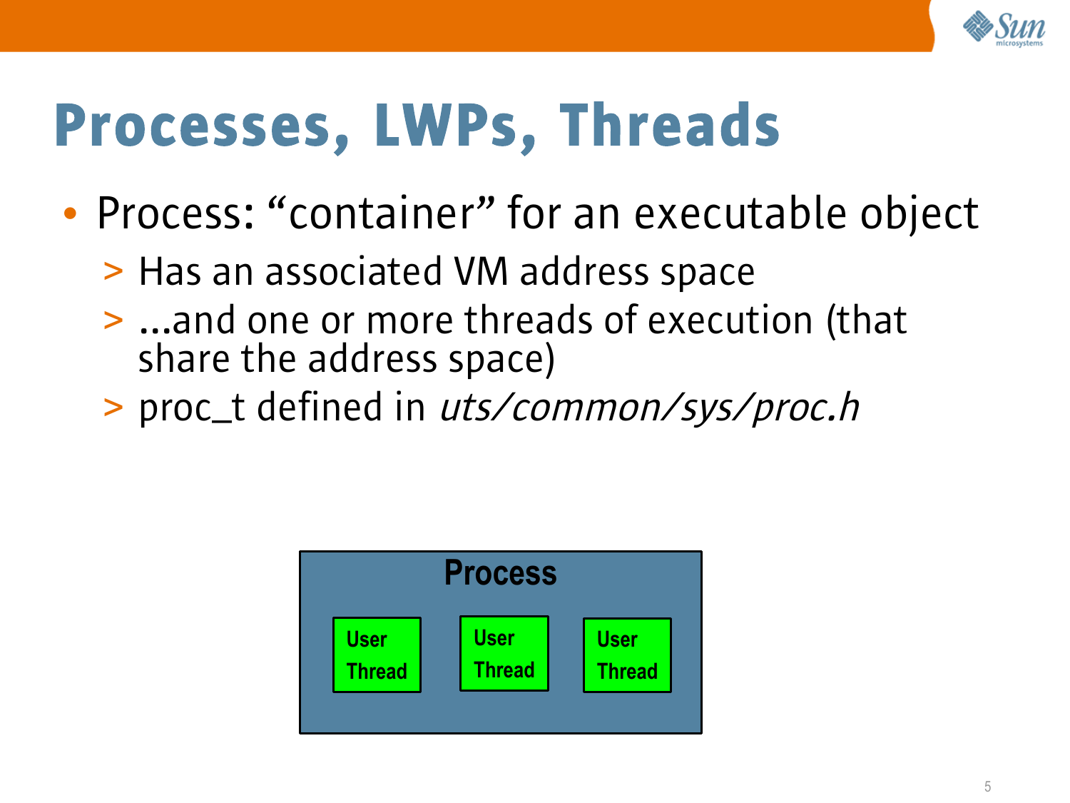# Processes, LWPs, Threads

- Process: "container" for an executable object
  - Has an associated VM address space
  - ...and one or more threads of execution (that share the address space)
  - proc_t defined in *uts/common/sys/proc.h*

**Process**

| User Thread | User Thread | User Thread |
|---|---|---|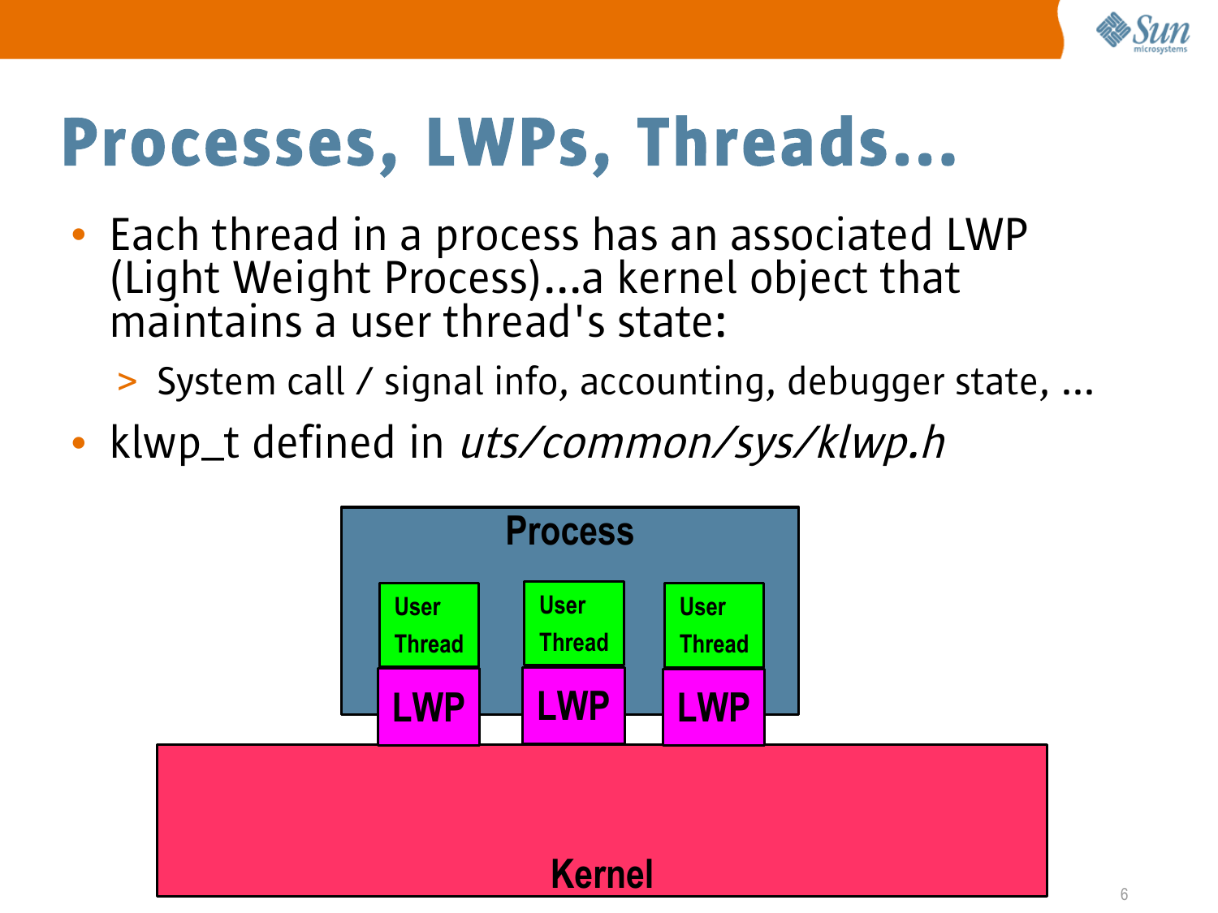# Processes, LWPs, Threads...

- Each thread in a process has an associated LWP (Light Weight Process)...a kernel object that maintains a user thread's state:
  - System call / signal info, accounting, debugger state, ...
- klwp_t defined in *uts/common/sys/klwp.h*

Process

User Thread | User Thread | User Thread

LWP | LWP | LWP

Kernel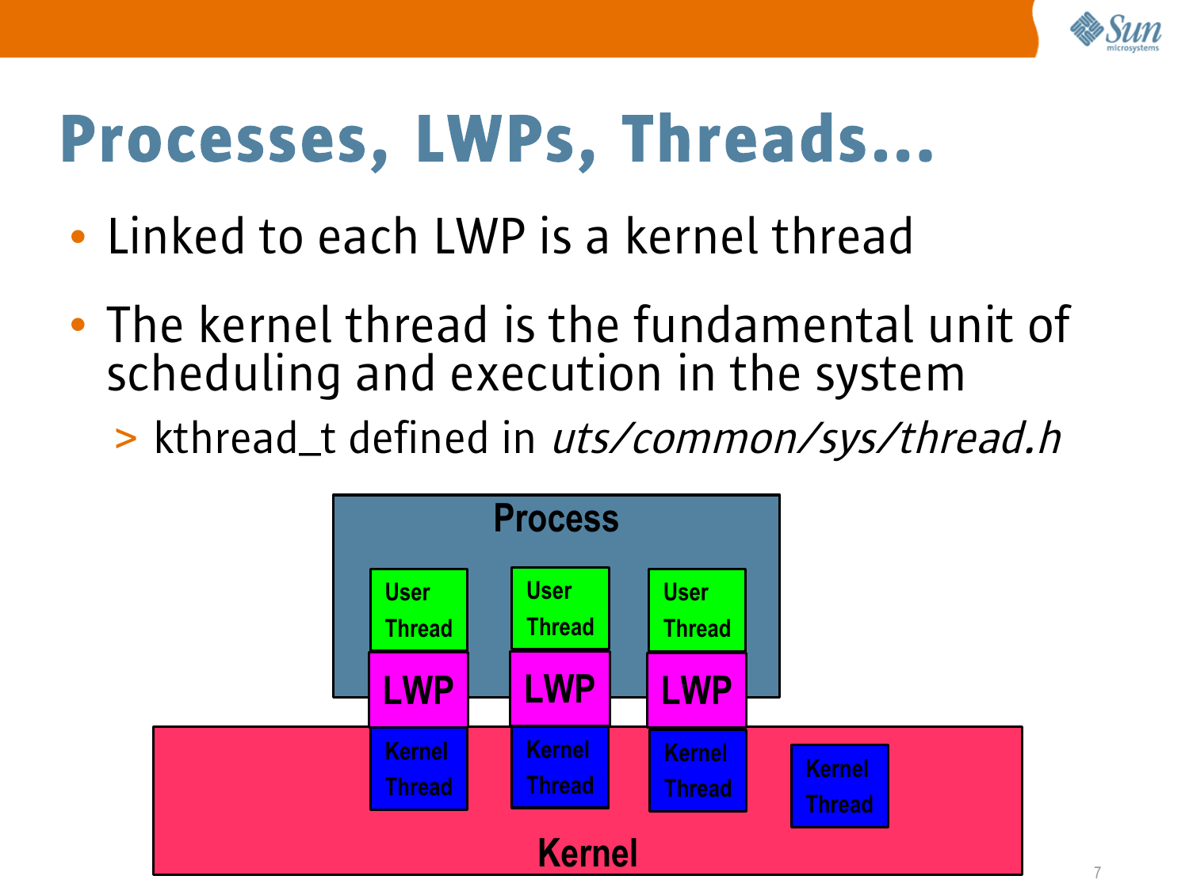# Processes, LWPs, Threads...

- Linked to each LWP is a kernel thread
- The kernel thread is the fundamental unit of scheduling and execution in the system
  - > kthread_t defined in *uts/common/sys/thread.h*

Process

User Thread | User Thread | User Thread

LWP | LWP | LWP

Kernel Thread | Kernel Thread | Kernel Thread | Kernel Thread

Kernel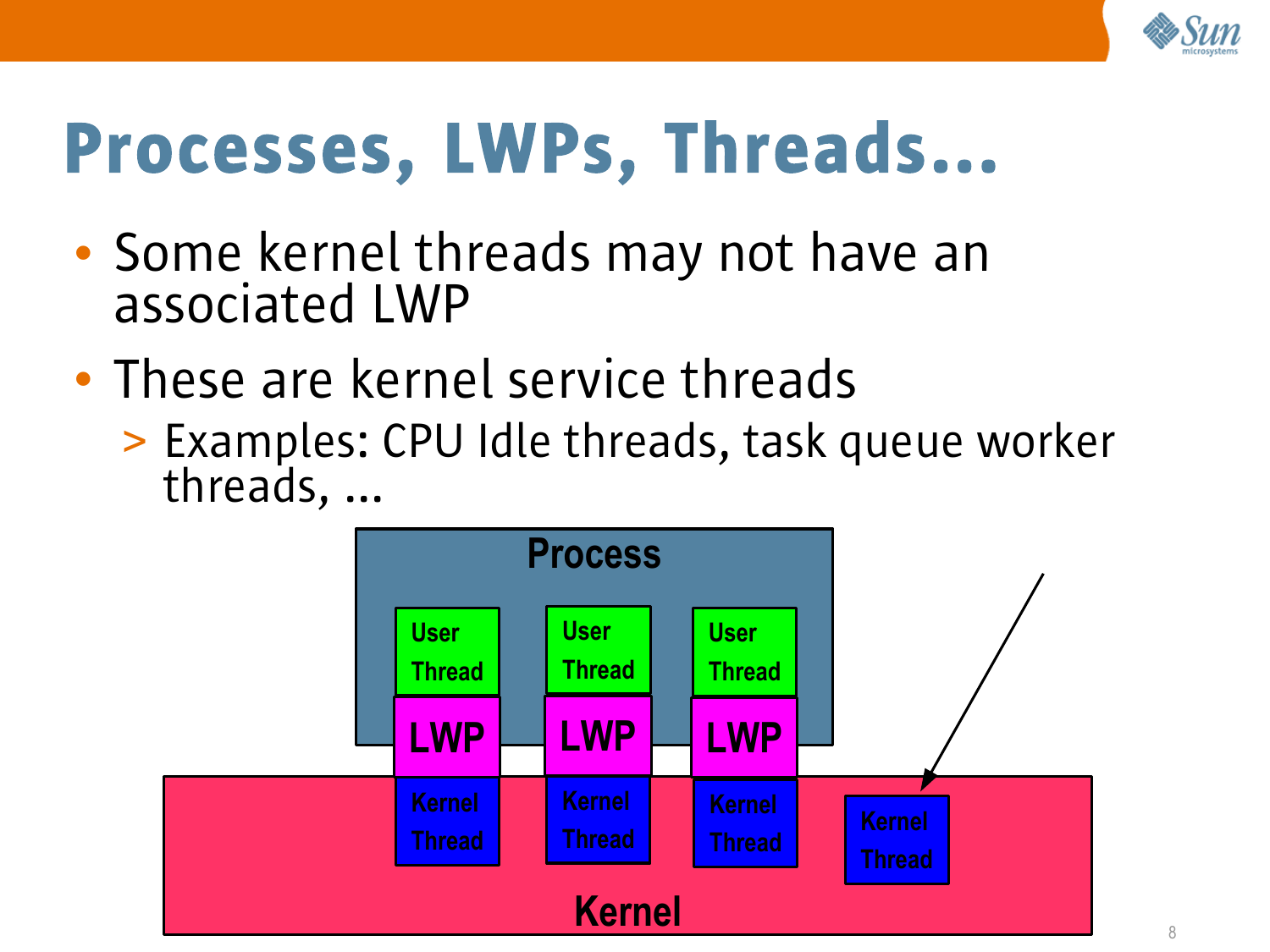# Processes, LWPs, Threads...

- Some kernel threads may not have an associated LWP
- These are kernel service threads
  - > Examples: CPU Idle threads, task queue worker threads, ...

Process

| User Thread | User Thread | User Thread | |
|---|---|---|---|
| LWP | LWP | LWP | |
| Kernel Thread | Kernel Thread | Kernel Thread | Kernel Thread |

Kernel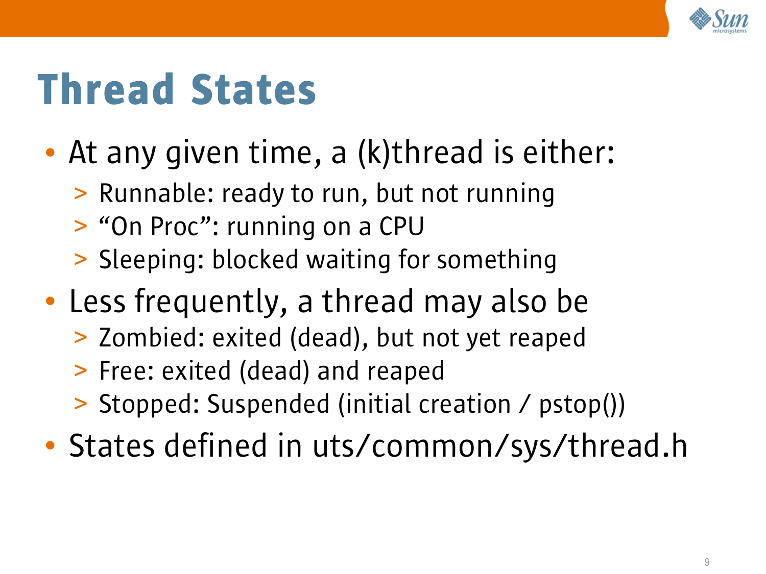# Thread States

- At any given time, a (k)thread is either:
  - Runnable: ready to run, but not running
  - "On Proc": running on a CPU
  - Sleeping: blocked waiting for something
- Less frequently, a thread may also be
  - Zombied: exited (dead), but not yet reaped
  - Free: exited (dead) and reaped
  - Stopped: Suspended (initial creation / pstop())
- States defined in uts/common/sys/thread.h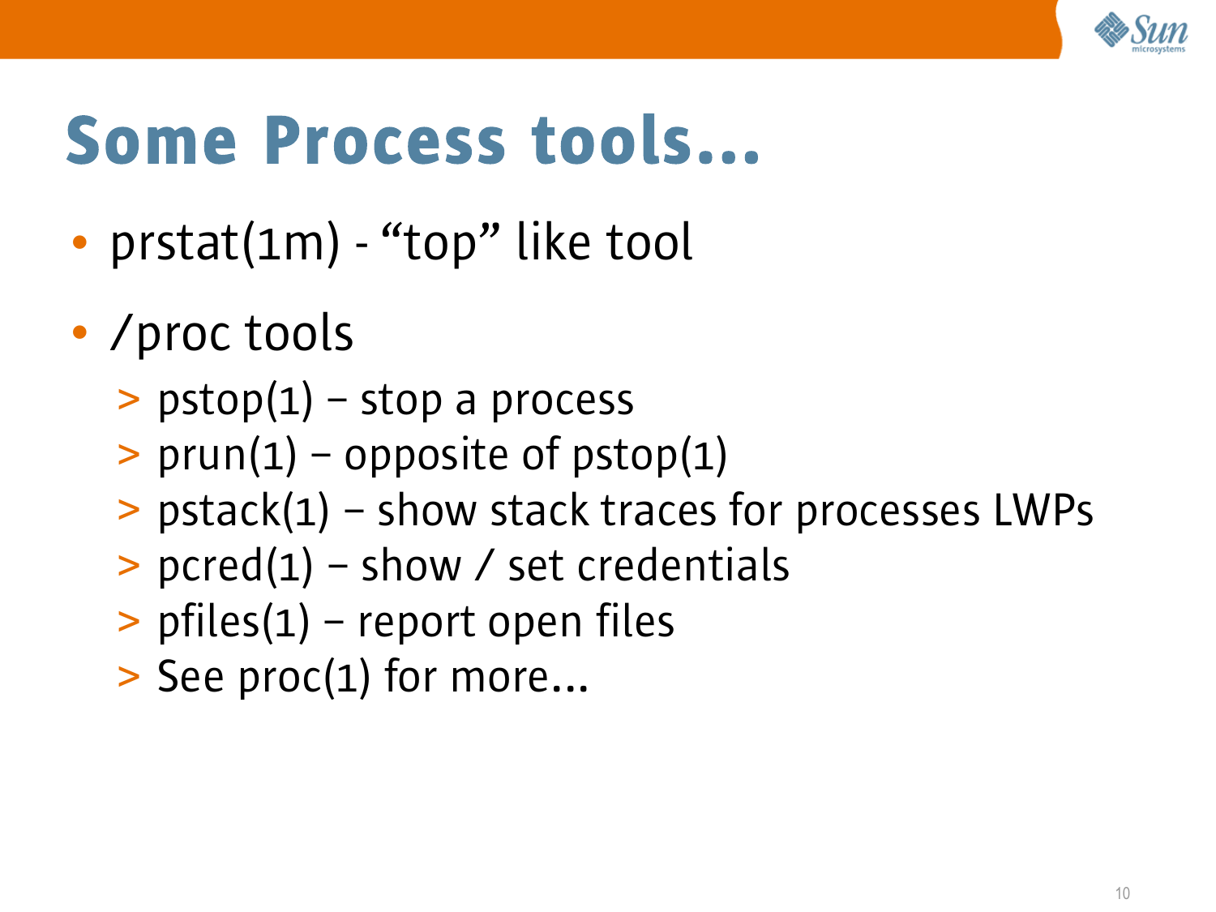# Some Process tools...

- prstat(1m) - "top" like tool
- /proc tools
  - pstop(1) – stop a process
  - prun(1) – opposite of pstop(1)
  - pstack(1) – show stack traces for processes LWPs
  - pcred(1) – show / set credentials
  - pfiles(1) – report open files
  - See proc(1) for more...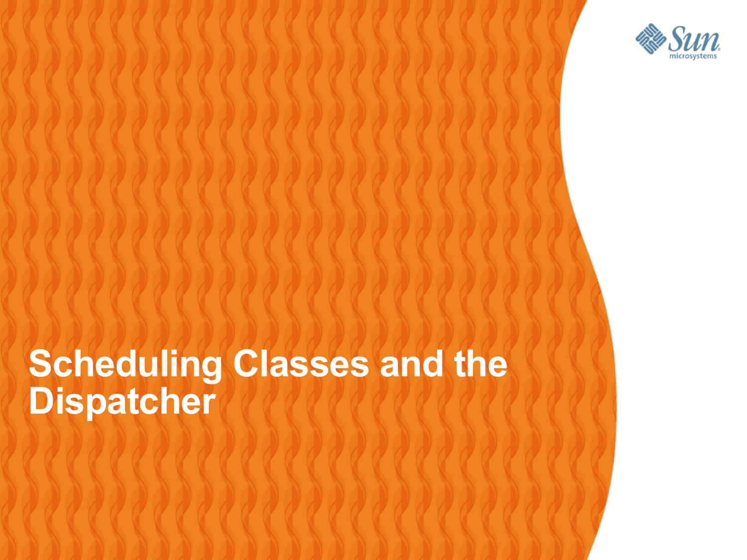# Scheduling Classes and the Dispatcher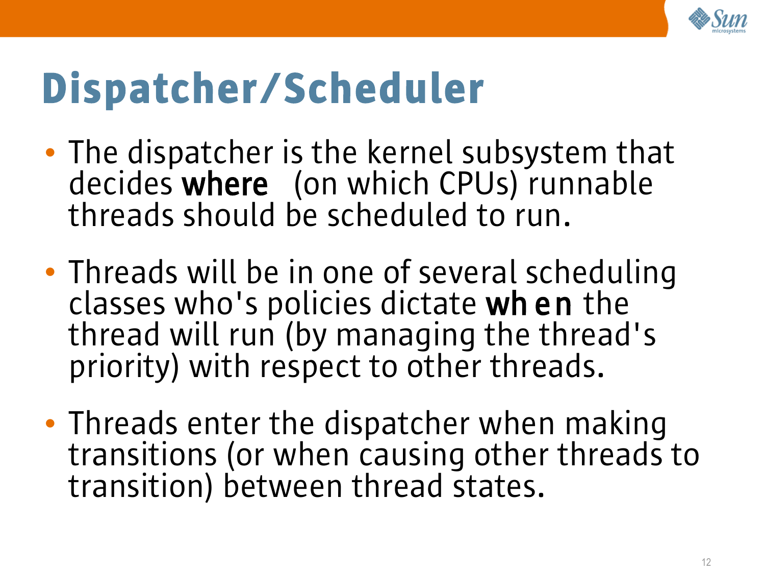# Dispatcher/Scheduler

- The dispatcher is the kernel subsystem that decides **where** (on which CPUs) runnable threads should be scheduled to run.
- Threads will be in one of several scheduling classes who's policies dictate **when** the thread will run (by managing the thread's priority) with respect to other threads.
- Threads enter the dispatcher when making transitions (or when causing other threads to transition) between thread states.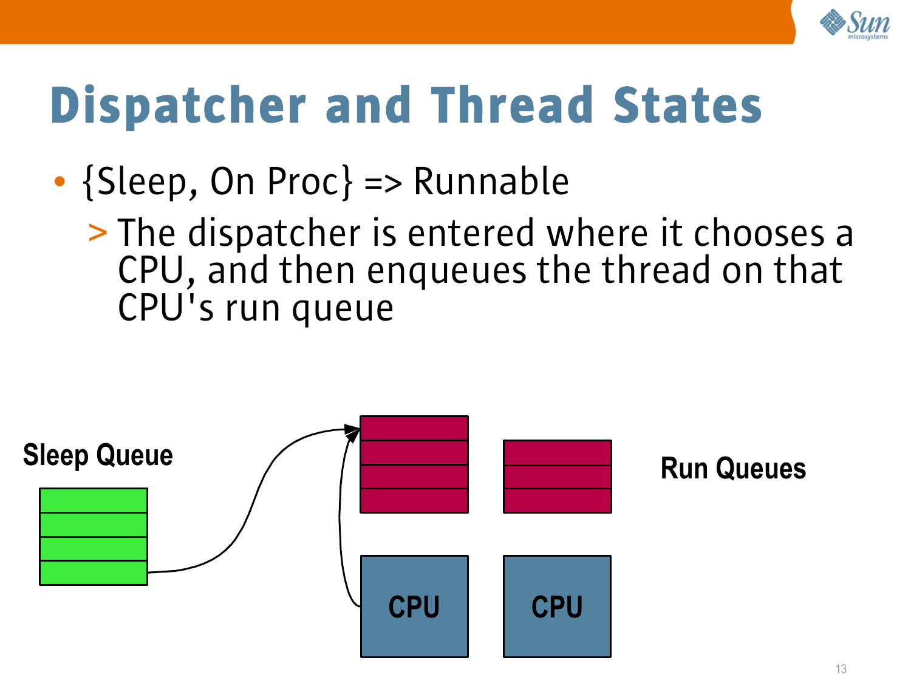# Dispatcher and Thread States

- {Sleep, On Proc} => Runnable
  - The dispatcher is entered where it chooses a CPU, and then enqueues the thread on that CPU's run queue

Sleep Queue

Run Queues

CPU

CPU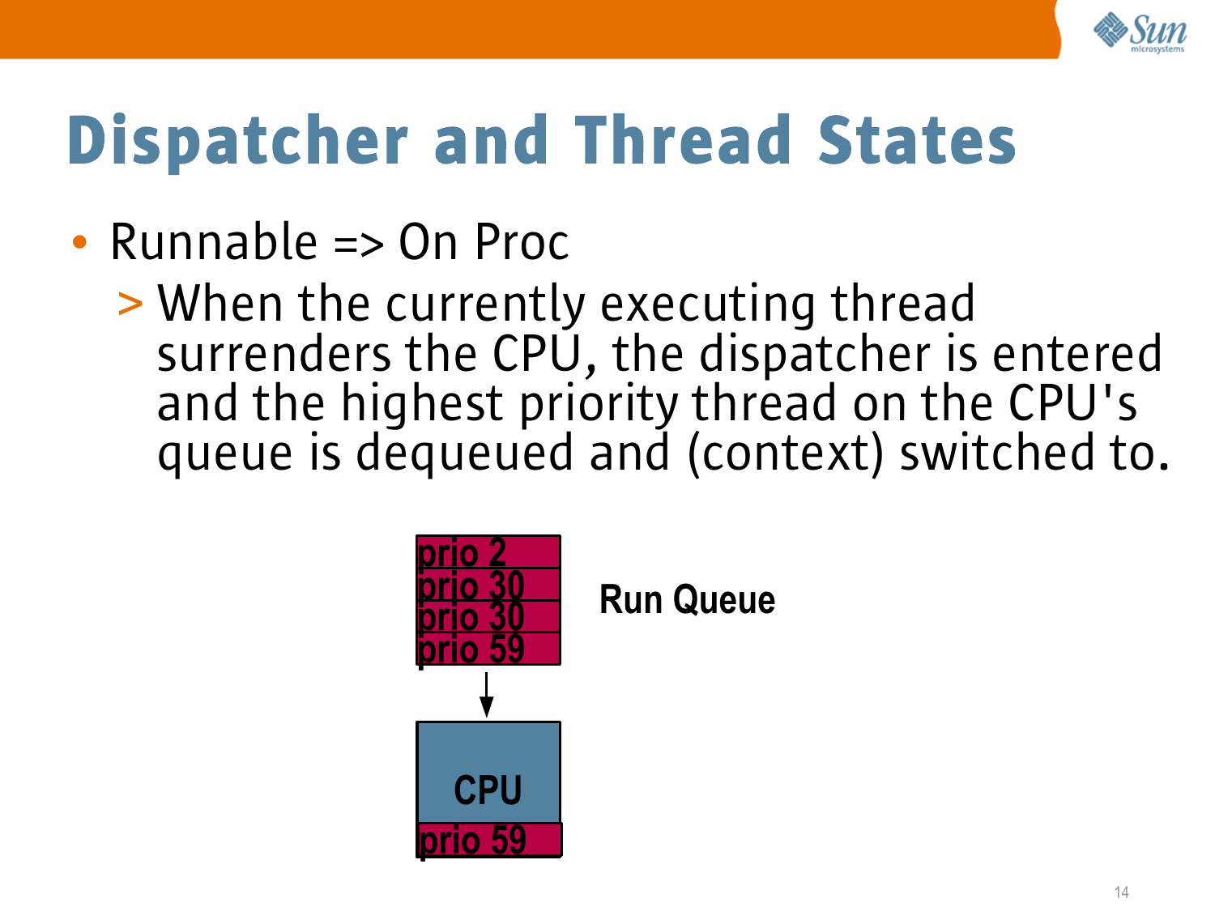# Dispatcher and Thread States

- Runnable => On Proc
  - When the currently executing thread surrenders the CPU, the dispatcher is entered and the highest priority thread on the CPU's queue is dequeued and (context) switched to.

prio 2
prio 30
prio 30
prio 59

Run Queue

CPU

prio 59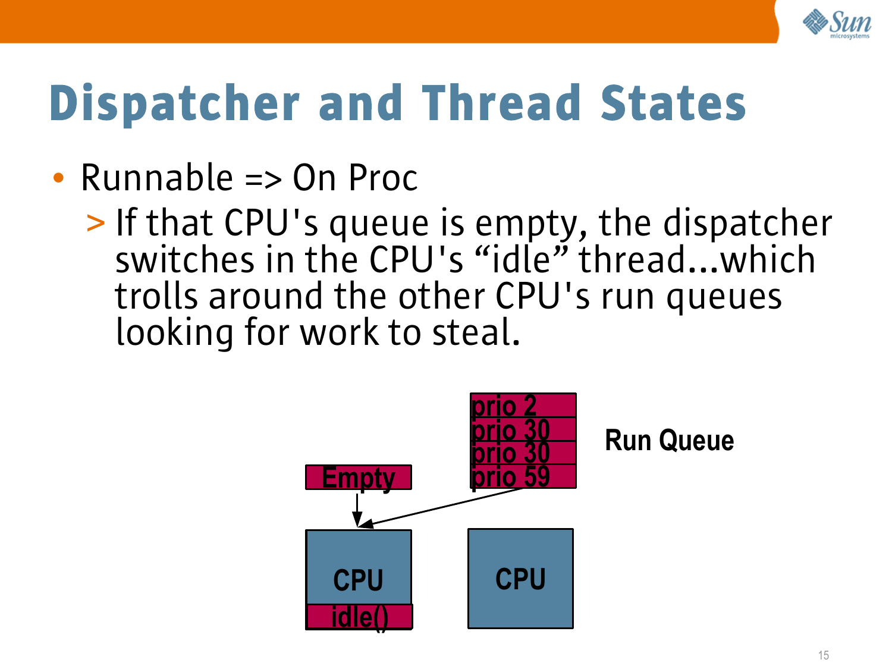# Dispatcher and Thread States

- Runnable => On Proc
  - If that CPU's queue is empty, the dispatcher switches in the CPU's “idle” thread...which trolls around the other CPU's run queues looking for work to steal.

Empty

prio 2
prio 30
prio 30
prio 59

Run Queue

CPU
idle()

CPU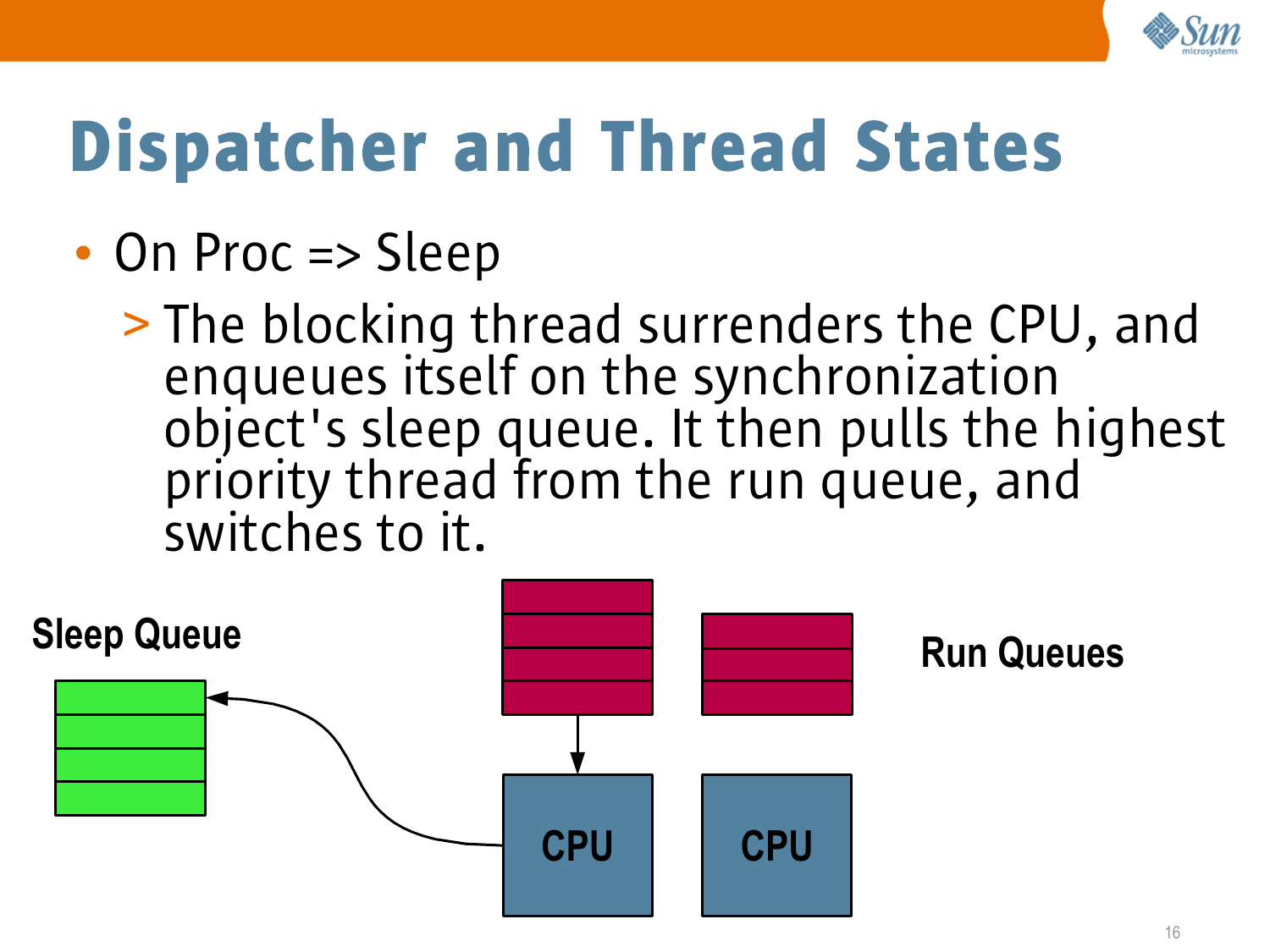# Dispatcher and Thread States

- On Proc => Sleep
  - The blocking thread surrenders the CPU, and enqueues itself on the synchronization object's sleep queue. It then pulls the highest priority thread from the run queue, and switches to it.

Sleep Queue

Run Queues

CPU

CPU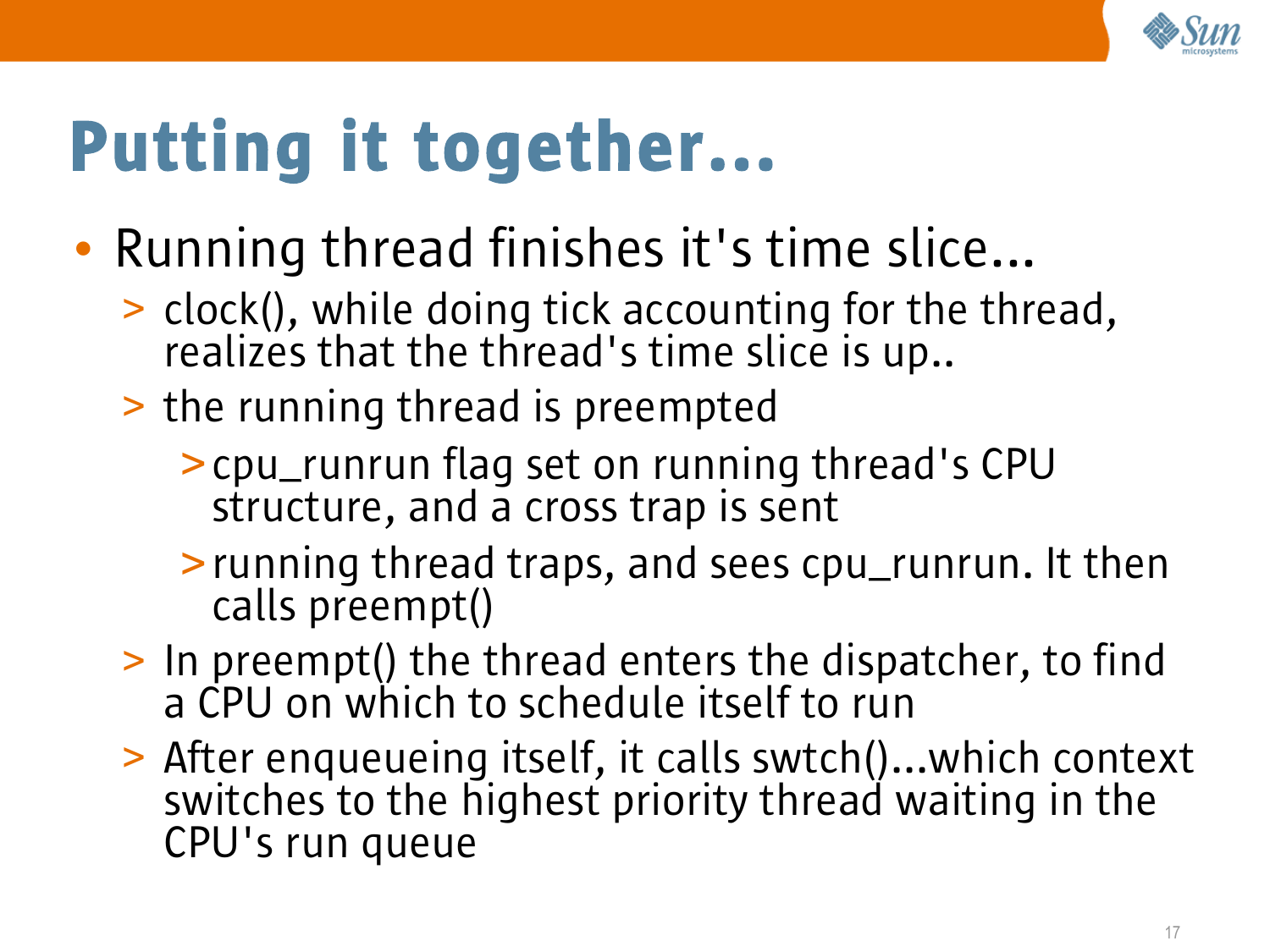# Putting it together...

- Running thread finishes it's time slice...
  - clock(), while doing tick accounting for the thread, realizes that the thread's time slice is up..
  - the running thread is preempted
    - cpu_runrun flag set on running thread's CPU structure, and a cross trap is sent
    - running thread traps, and sees cpu_runrun. It then calls preempt()
  - In preempt() the thread enters the dispatcher, to find a CPU on which to schedule itself to run
  - After enqueueing itself, it calls swtch()...which context switches to the highest priority thread waiting in the CPU's run queue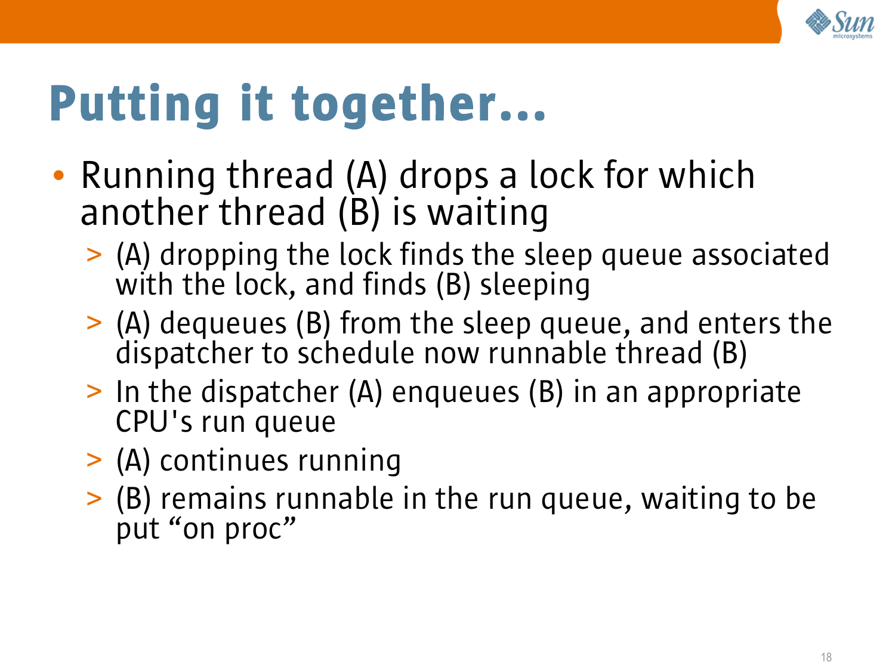# Putting it together...

- Running thread (A) drops a lock for which another thread (B) is waiting
  - (A) dropping the lock finds the sleep queue associated with the lock, and finds (B) sleeping
  - (A) dequeues (B) from the sleep queue, and enters the dispatcher to schedule now runnable thread (B)
  - In the dispatcher (A) enqueues (B) in an appropriate CPU's run queue
  - (A) continues running
  - (B) remains runnable in the run queue, waiting to be put “on proc”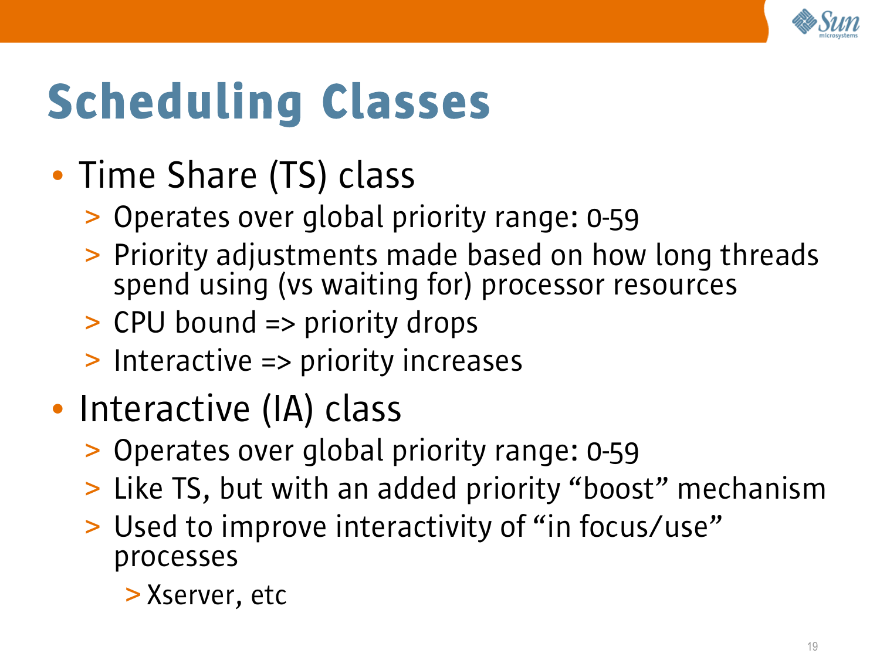# Scheduling Classes

- Time Share (TS) class
  - Operates over global priority range: 0-59
  - Priority adjustments made based on how long threads spend using (vs waiting for) processor resources
  - CPU bound => priority drops
  - Interactive => priority increases
- Interactive (IA) class
  - Operates over global priority range: 0-59
  - Like TS, but with an added priority "boost" mechanism
  - Used to improve interactivity of "in focus/use" processes
    - Xserver, etc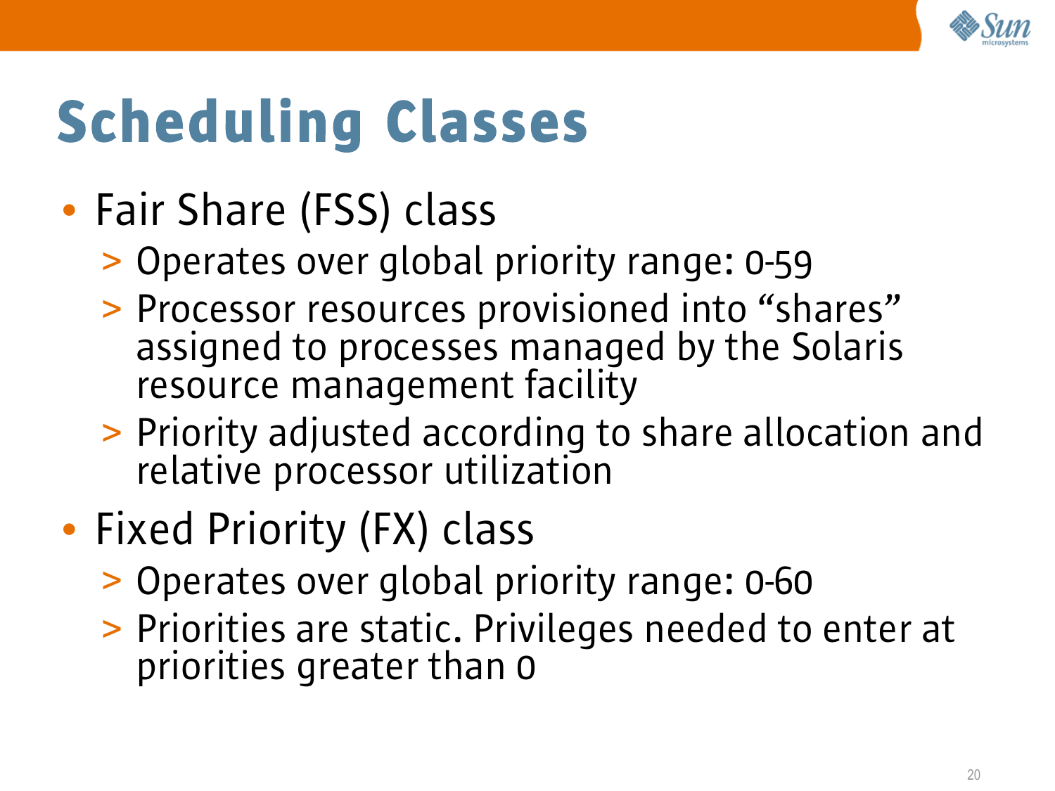# Scheduling Classes

- Fair Share (FSS) class
  - Operates over global priority range: 0-59
  - Processor resources provisioned into “shares” assigned to processes managed by the Solaris resource management facility
  - Priority adjusted according to share allocation and relative processor utilization
- Fixed Priority (FX) class
  - Operates over global priority range: 0-60
  - Priorities are static. Privileges needed to enter at priorities greater than 0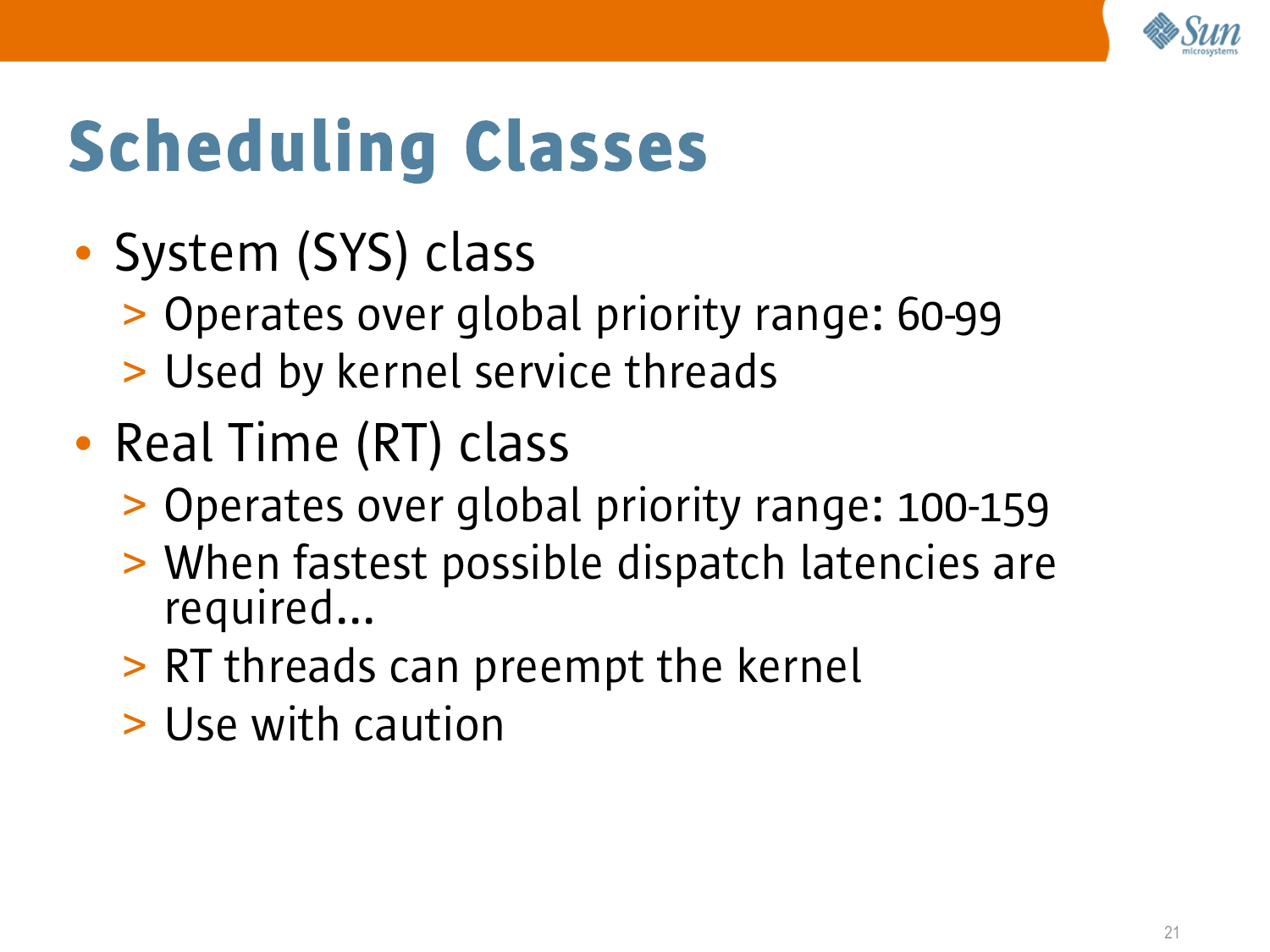# Scheduling Classes

- System (SYS) class
  - Operates over global priority range: 60-99
  - Used by kernel service threads
- Real Time (RT) class
  - Operates over global priority range: 100-159
  - When fastest possible dispatch latencies are required...
  - RT threads can preempt the kernel
  - Use with caution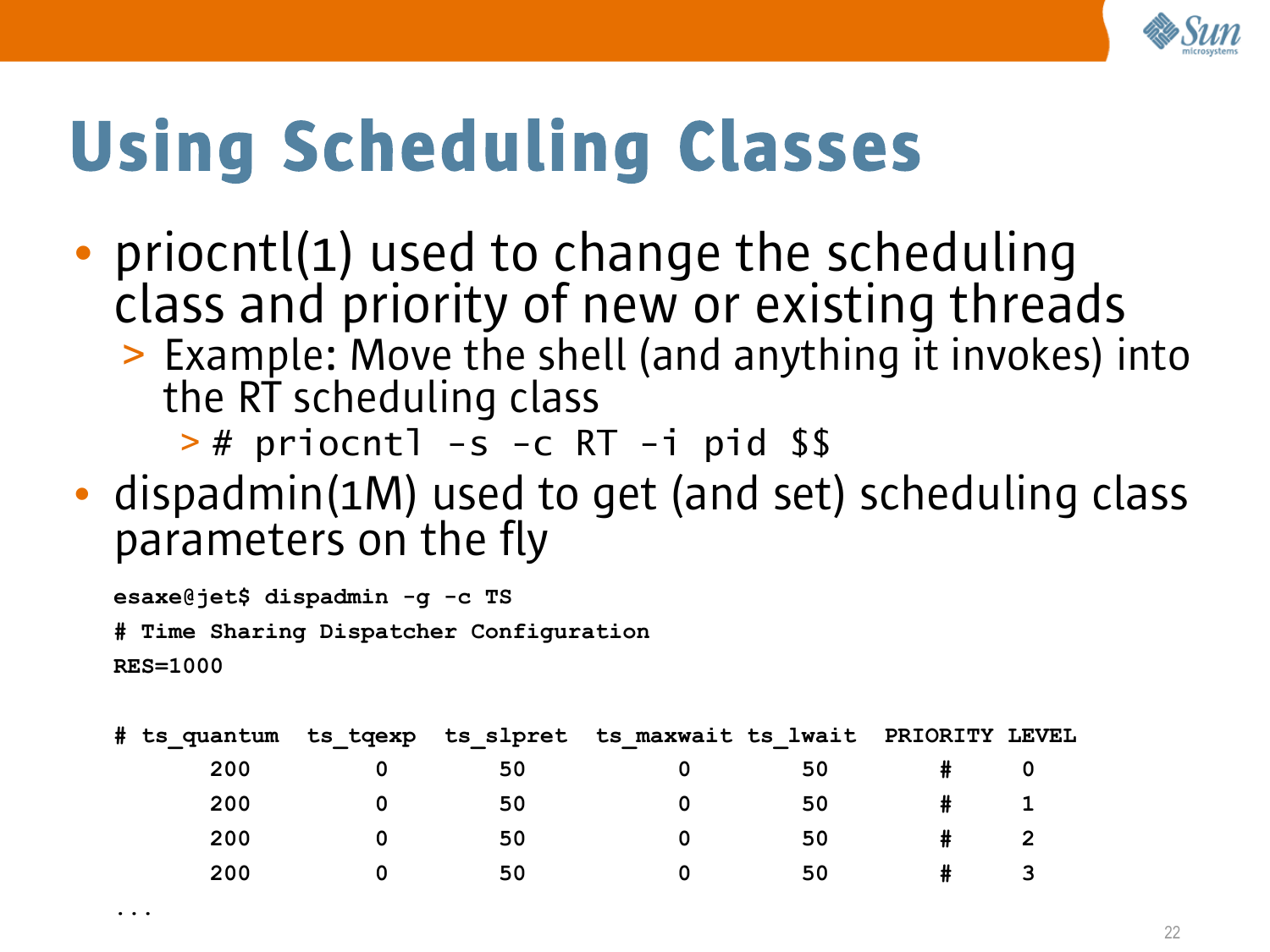# Using Scheduling Classes

- priocntl(1) used to change the scheduling class and priority of new or existing threads
  - Example: Move the shell (and anything it invokes) into the RT scheduling class
    - `# priocntl -s -c RT -i pid $$`
- dispadmin(1M) used to get (and set) scheduling class parameters on the fly

```
esaxe@jet$ dispadmin -g -c TS
# Time Sharing Dispatcher Configuration
RES=1000

# ts_quantum  ts_tqexp  ts_slpret  ts_maxwait ts_lwait  PRIORITY LEVEL
       200         0        50           0        50        #     0
       200         0        50           0        50        #     1
       200         0        50           0        50        #     2
       200         0        50           0        50        #     3
...
```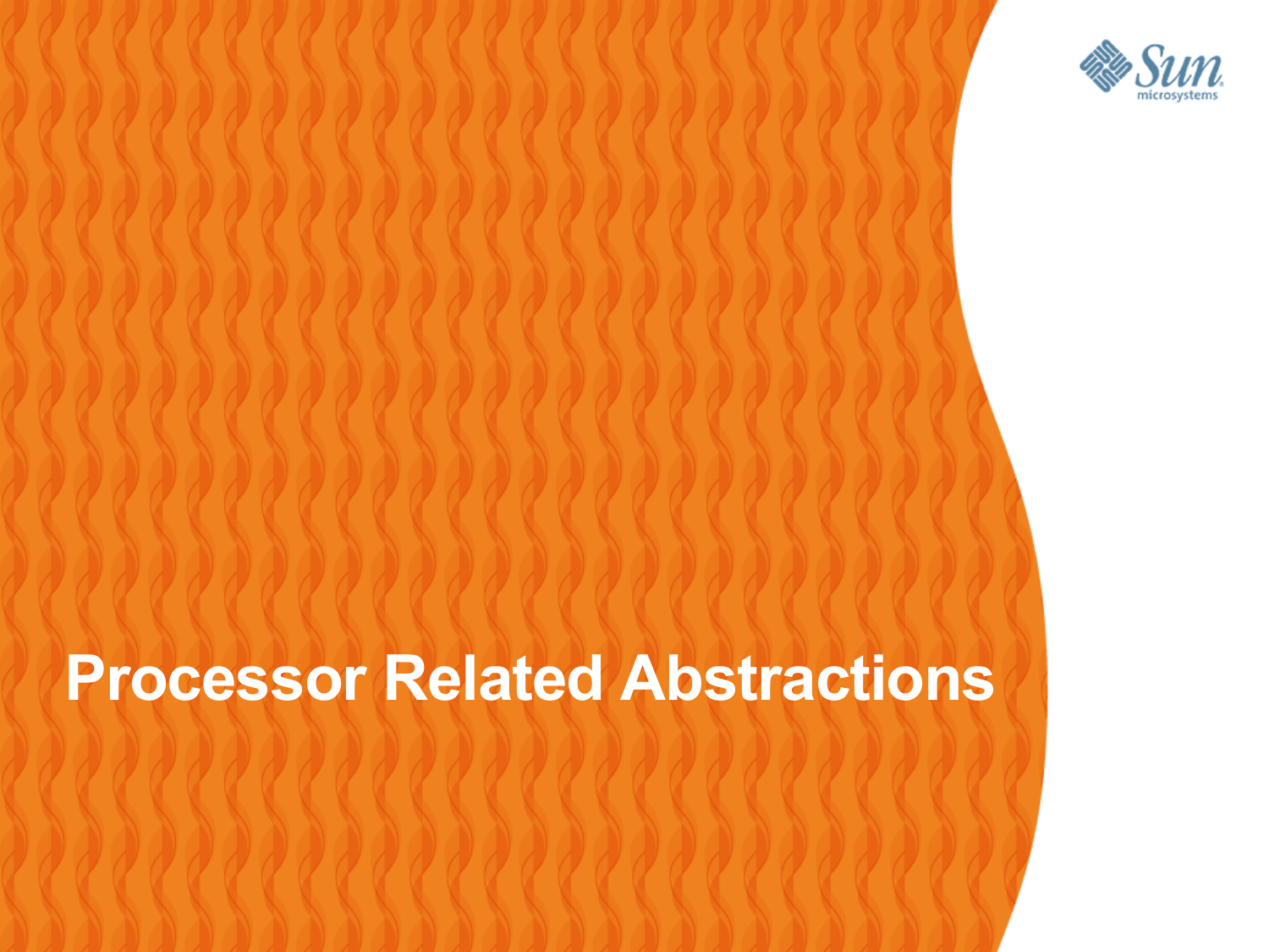# Processor Related Abstractions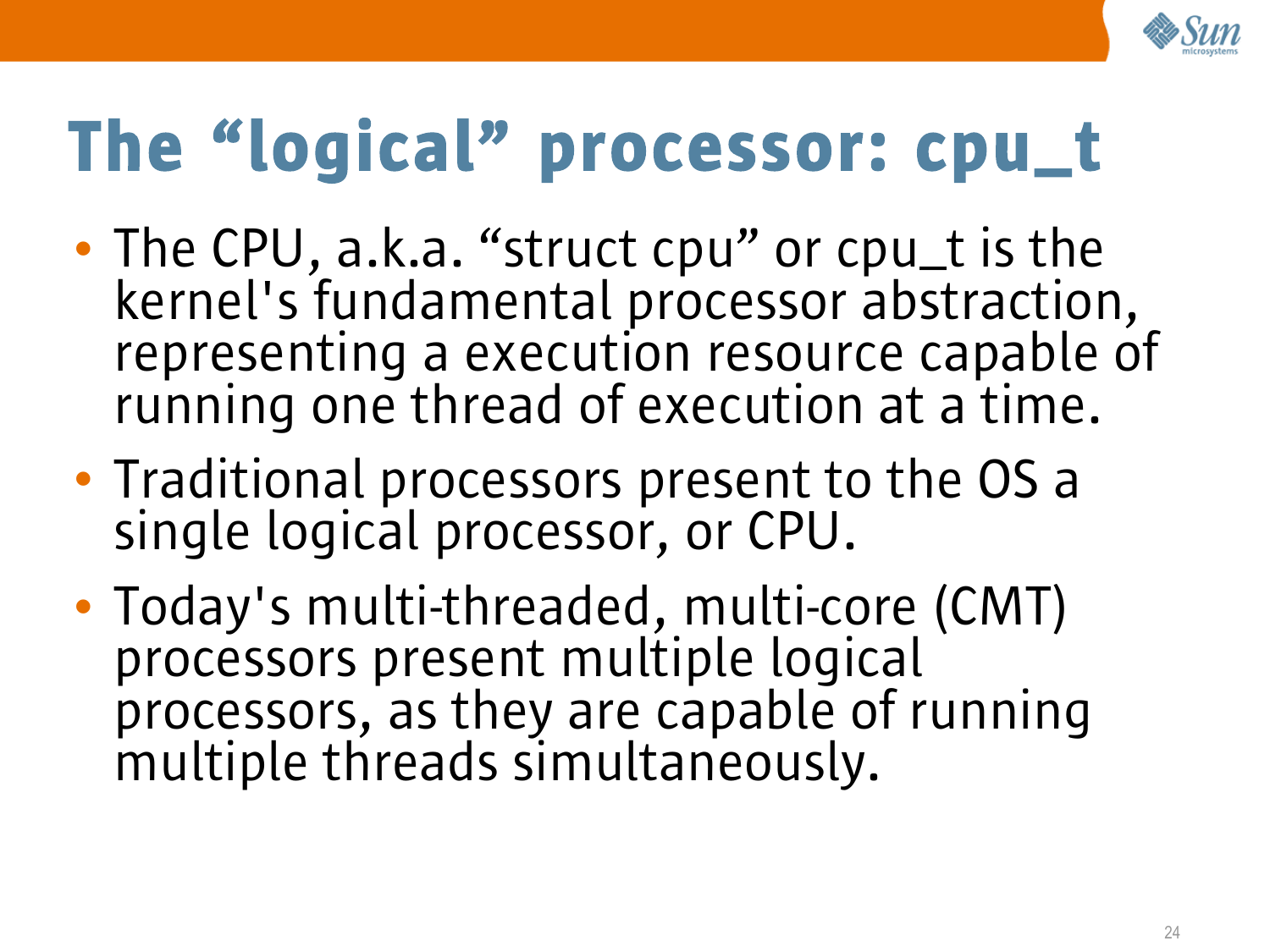# The “logical” processor: cpu_t

- The CPU, a.k.a. “struct cpu” or cpu_t is the kernel's fundamental processor abstraction, representing a execution resource capable of running one thread of execution at a time.
- Traditional processors present to the OS a single logical processor, or CPU.
- Today's multi-threaded, multi-core (CMT) processors present multiple logical processors, as they are capable of running multiple threads simultaneously.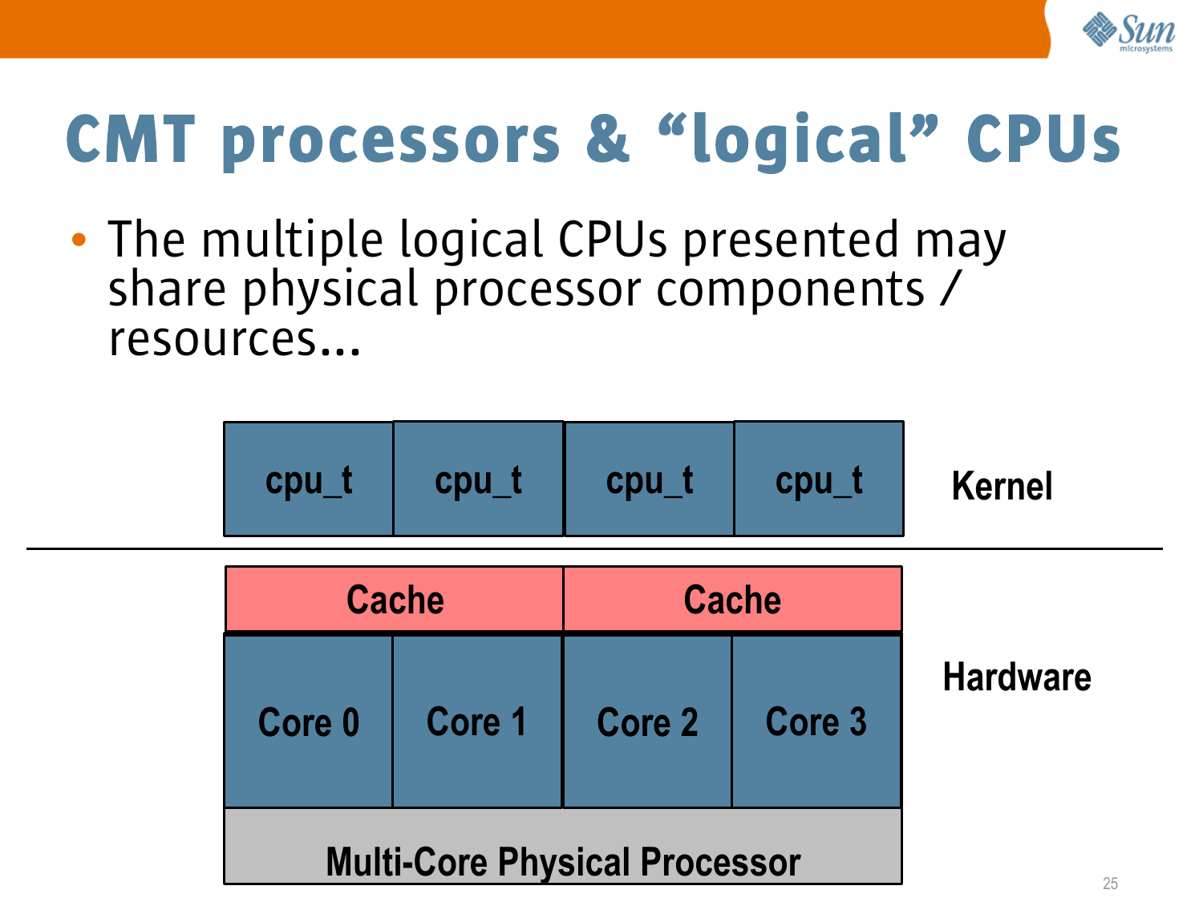# CMT processors & "logical" CPUs

- The multiple logical CPUs presented may share physical processor components / resources...

| cpu_t | cpu_t | cpu_t | cpu_t | Kernel |
|---|---|---|---|---|

| Cache | | Cache | | Hardware |
|---|---|---|---|---|
| Core 0 | Core 1 | Core 2 | Core 3 | |
| Multi-Core Physical Processor | | | | |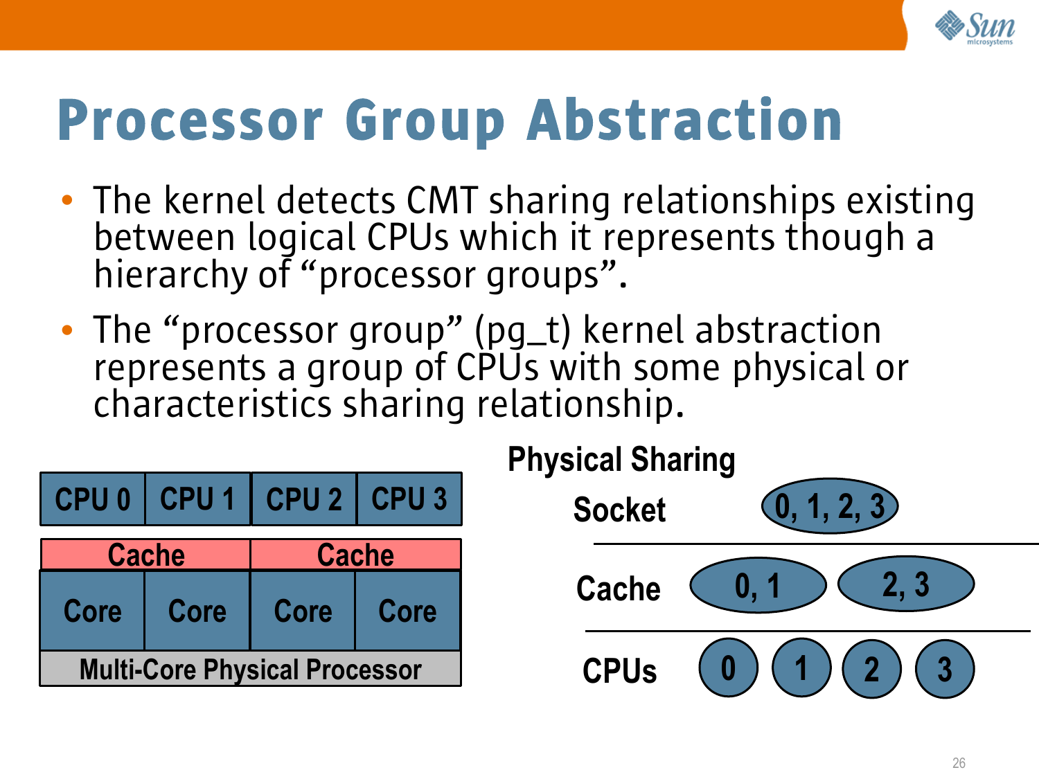# Processor Group Abstraction

- The kernel detects CMT sharing relationships existing between logical CPUs which it represents though a hierarchy of "processor groups".
- The "processor group" (pg_t) kernel abstraction represents a group of CPUs with some physical or characteristics sharing relationship.

| CPU 0 | CPU 1 | CPU 2 | CPU 3 |
|---|---|---|---|
| Cache | | Cache | |
| Core | Core | Core | Core |
| Multi-Core Physical Processor | | | |

**Physical Sharing**

| | | | | |
|---|---|---|---|---|
| **Socket** | 0, 1, 2, 3 | | | |
| **Cache** | 0, 1 | 2, 3 | | |
| **CPUs** | 0 | 1 | 2 | 3 |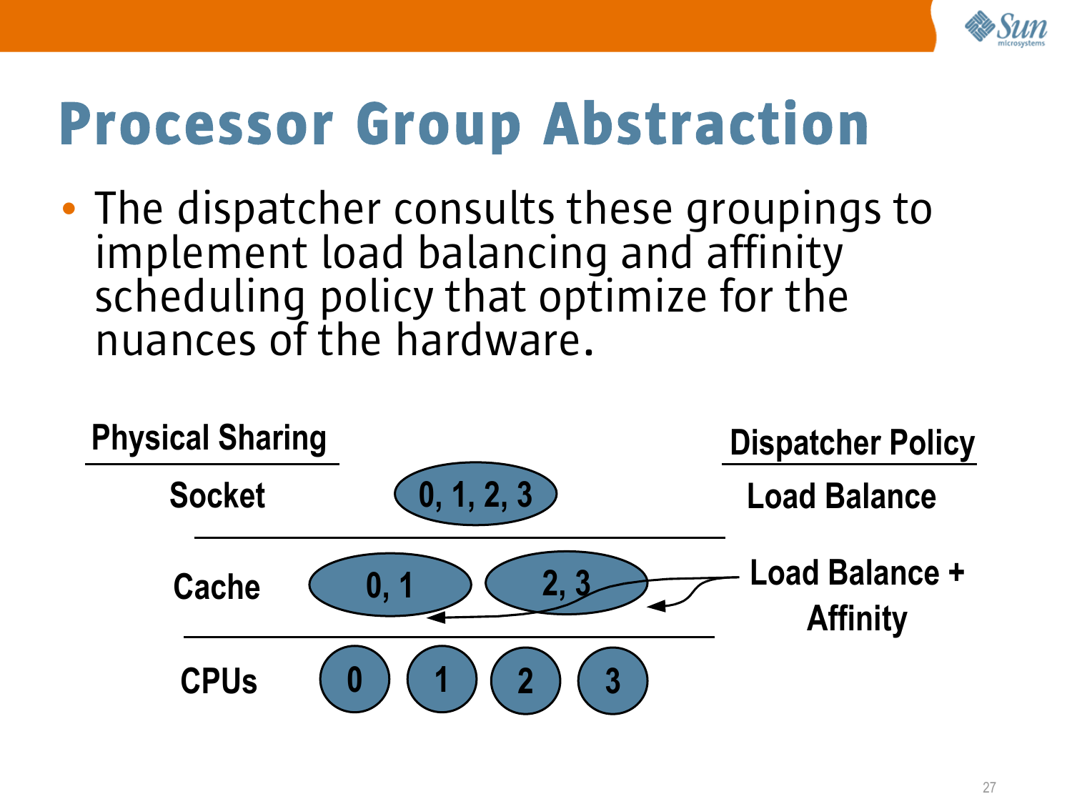# Processor Group Abstraction

- The dispatcher consults these groupings to implement load balancing and affinity scheduling policy that optimize for the nuances of the hardware.

| Physical Sharing | | Dispatcher Policy |
| --- | --- | --- |
| Socket | 0, 1, 2, 3 | Load Balance |
| Cache | 0, 1 / 2, 3 | Load Balance + Affinity |
| CPUs | 0 / 1 / 2 / 3 | |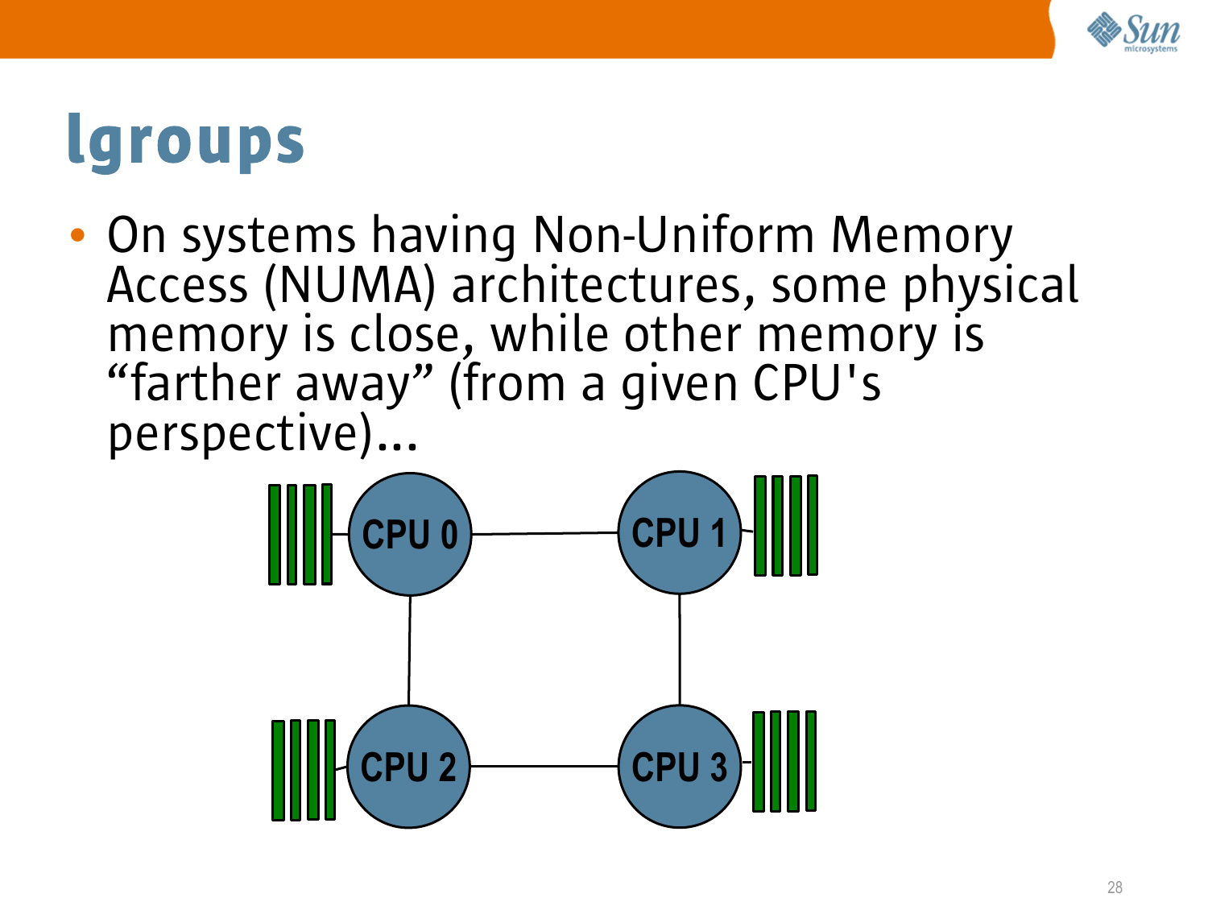# lgroups

- On systems having Non-Uniform Memory Access (NUMA) architectures, some physical memory is close, while other memory is “farther away” (from a given CPU's perspective)...

CPU 0 CPU 1 CPU 2 CPU 3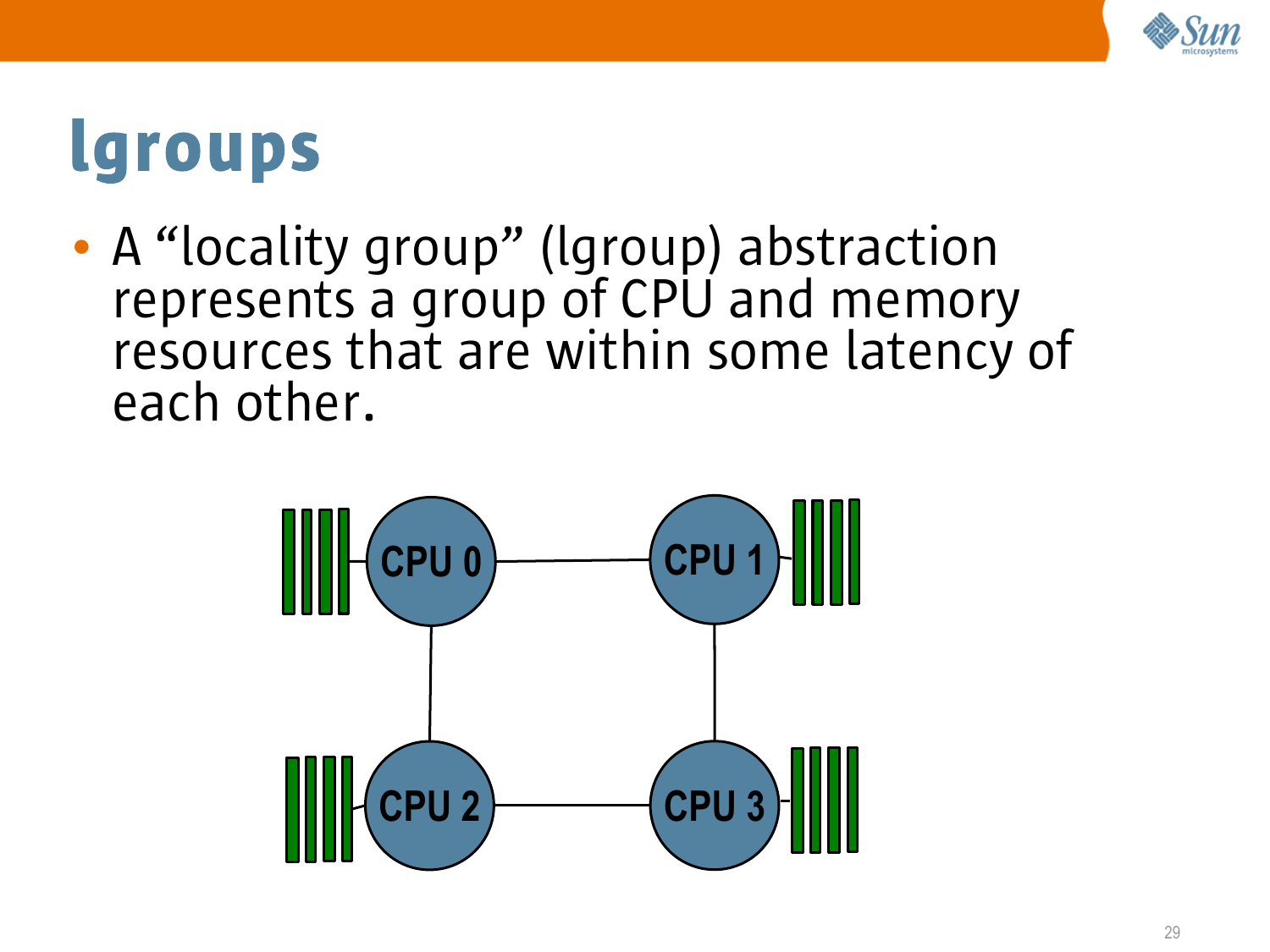# lgroups

- A “locality group” (lgroup) abstraction represents a group of CPU and memory resources that are within some latency of each other.

CPU 0 CPU 1 CPU 2 CPU 3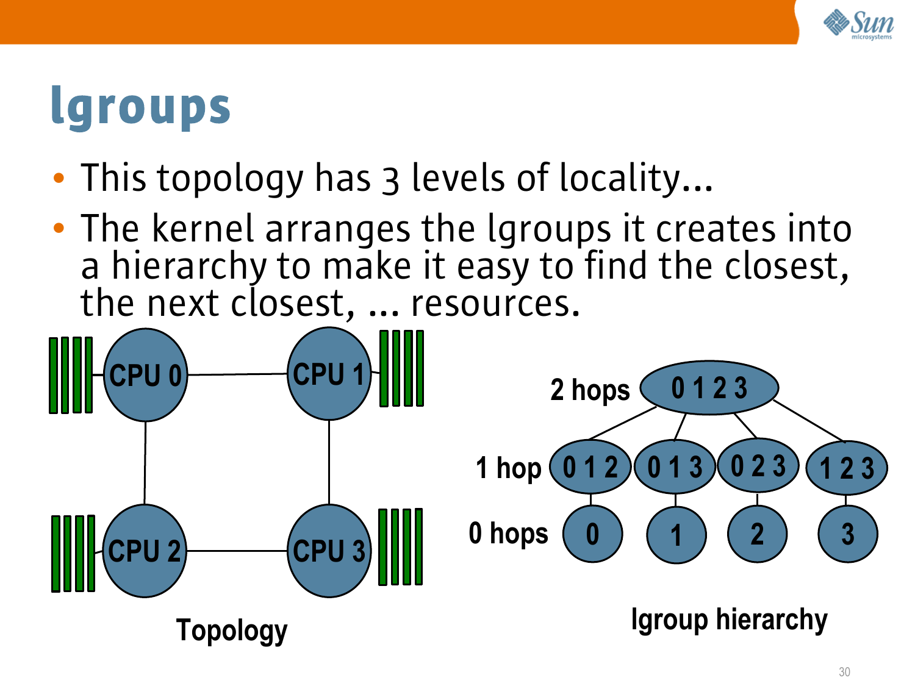# lgroups

- This topology has 3 levels of locality...
- The kernel arranges the lgroups it creates into a hierarchy to make it easy to find the closest, the next closest, ... resources.

CPU 0 CPU 1 CPU 2 CPU 3

Topology

2 hops 0 1 2 3

1 hop 0 1 2 0 1 3 0 2 3 1 2 3

0 hops 0 1 2 3

lgroup hierarchy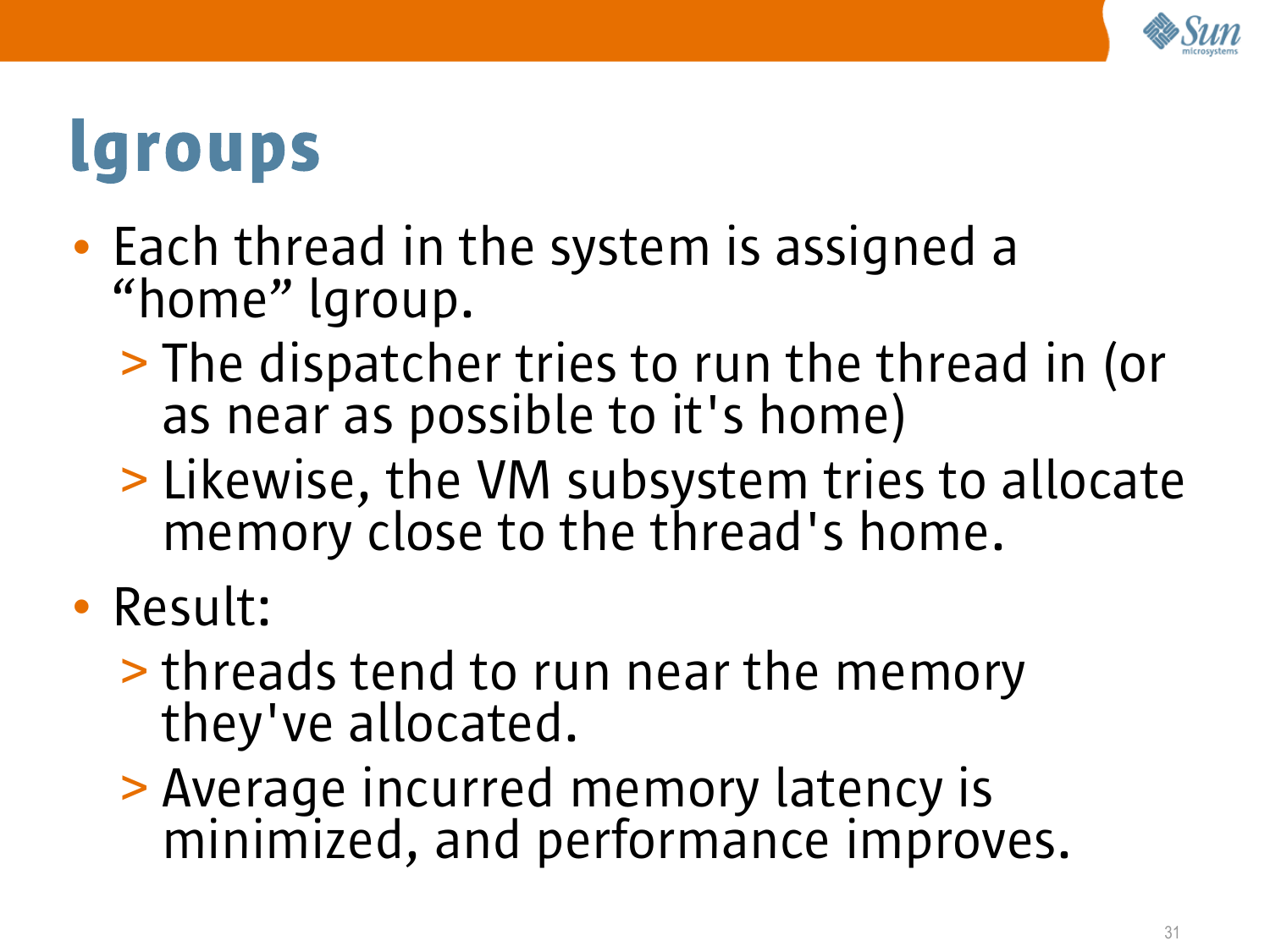# lgroups

- Each thread in the system is assigned a “home” lgroup.
  - The dispatcher tries to run the thread in (or as near as possible to it's home)
  - Likewise, the VM subsystem tries to allocate memory close to the thread's home.
- Result:
  - threads tend to run near the memory they've allocated.
  - Average incurred memory latency is minimized, and performance improves.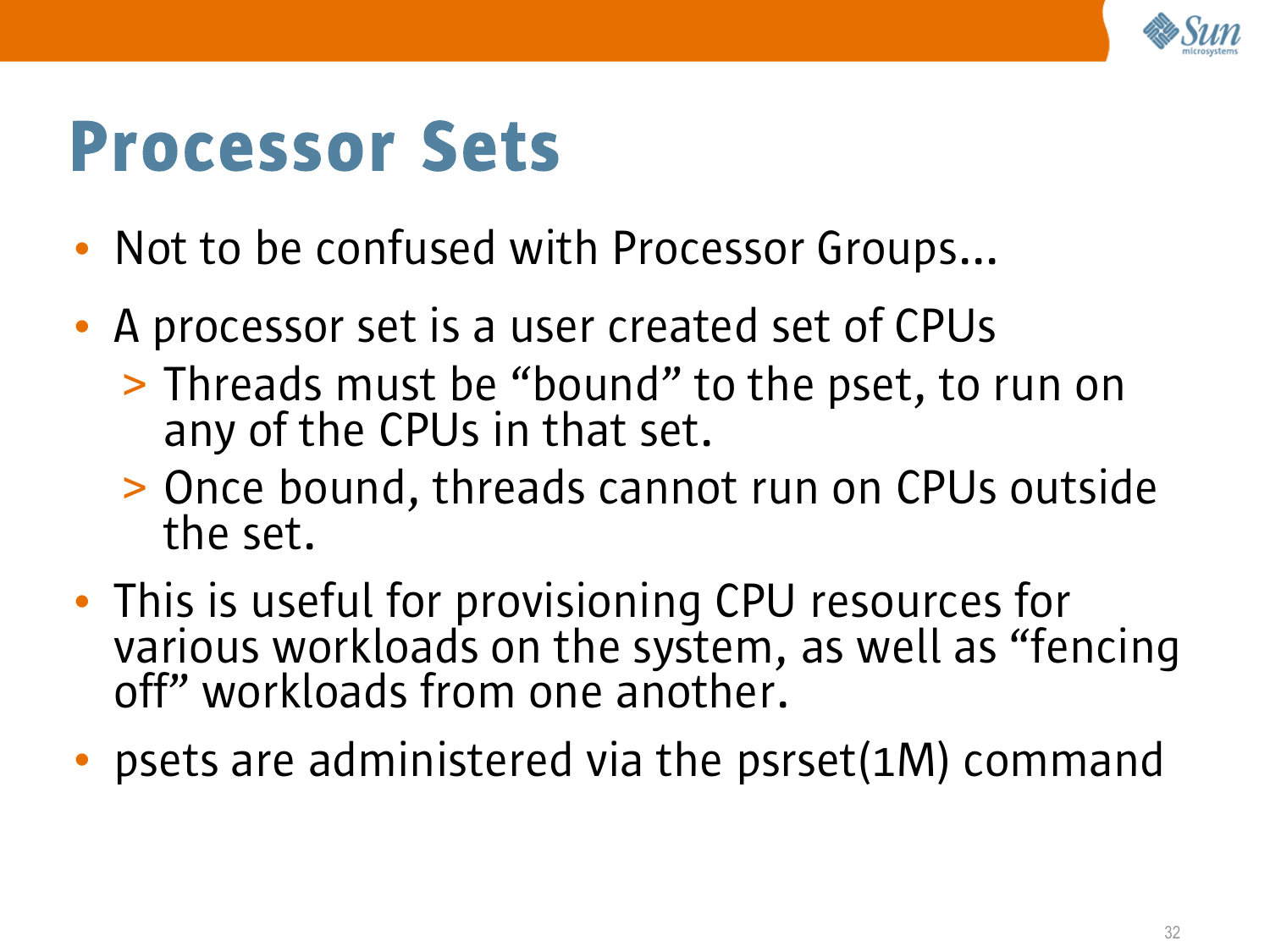# Processor Sets

- Not to be confused with Processor Groups...
- A processor set is a user created set of CPUs
  - Threads must be “bound” to the pset, to run on any of the CPUs in that set.
  - Once bound, threads cannot run on CPUs outside the set.
- This is useful for provisioning CPU resources for various workloads on the system, as well as “fencing off” workloads from one another.
- psets are administered via the psrset(1M) command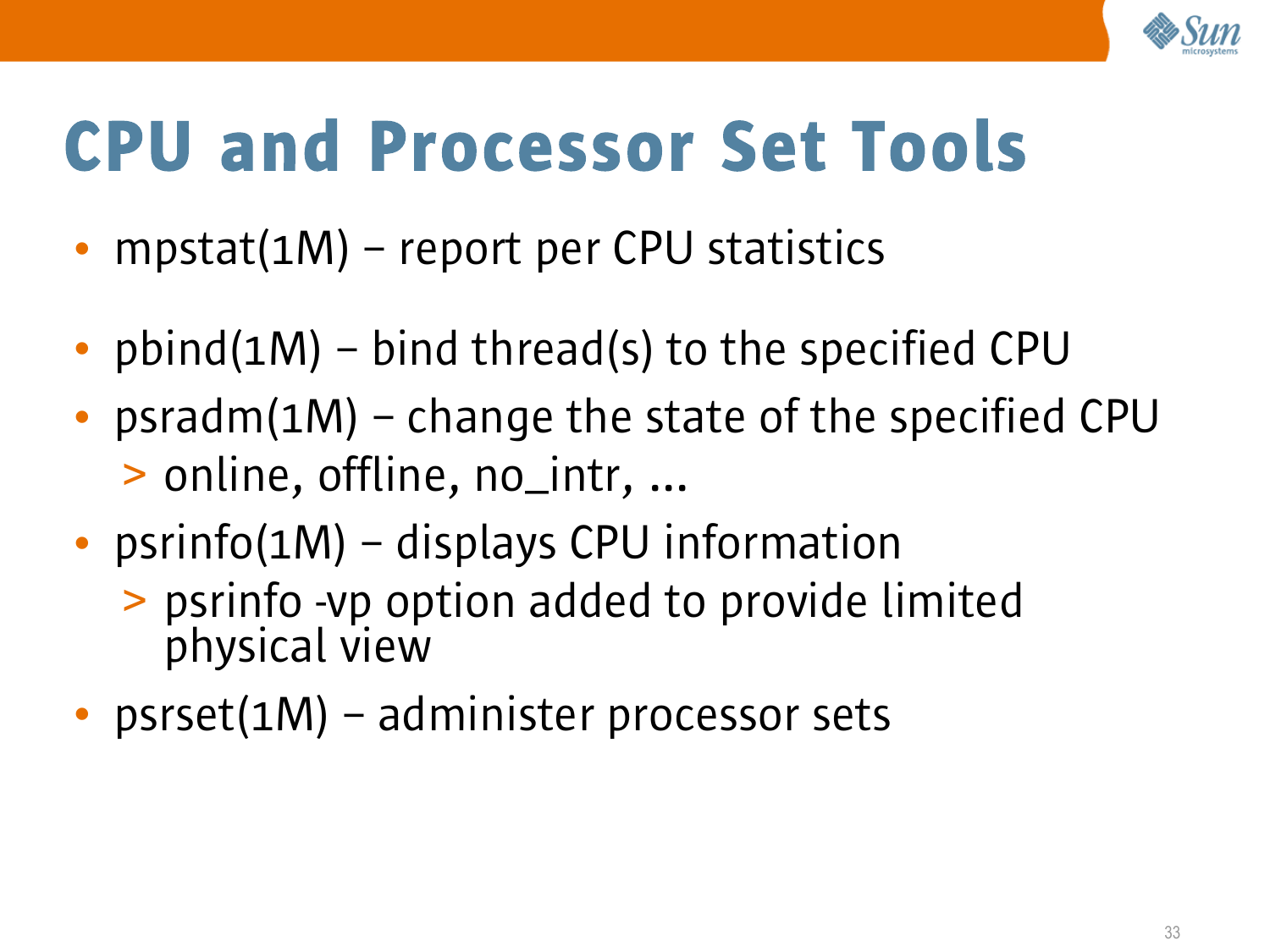# CPU and Processor Set Tools

- mpstat(1M) – report per CPU statistics
- pbind(1M) – bind thread(s) to the specified CPU
- psradm(1M) – change the state of the specified CPU
  - online, offline, no_intr, ...
- psrinfo(1M) – displays CPU information
  - psrinfo -vp option added to provide limited physical view
- psrset(1M) – administer processor sets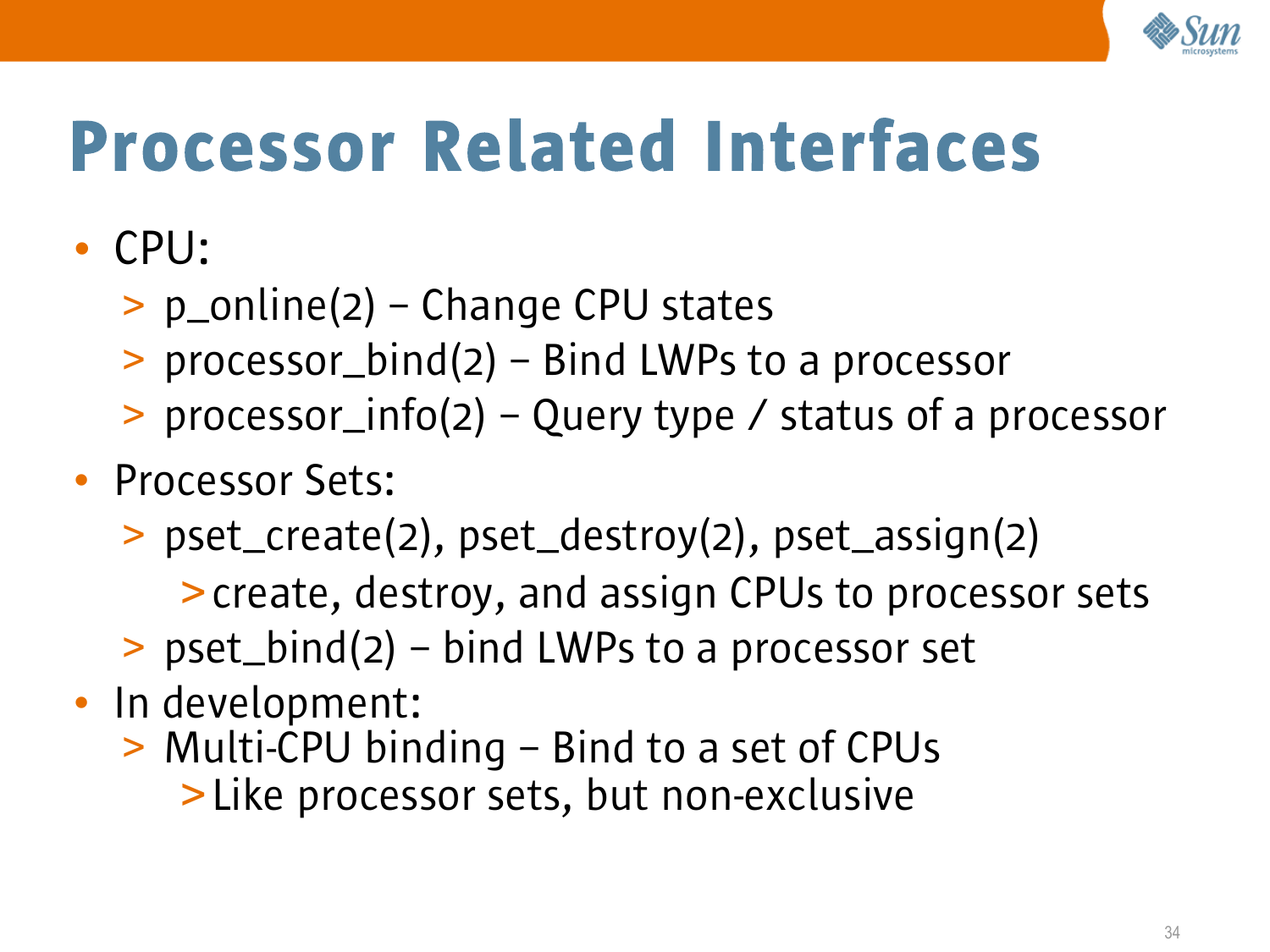# Processor Related Interfaces

- CPU:
  - p_online(2) – Change CPU states
  - processor_bind(2) – Bind LWPs to a processor
  - processor_info(2) – Query type / status of a processor
- Processor Sets:
  - pset_create(2), pset_destroy(2), pset_assign(2)
    - create, destroy, and assign CPUs to processor sets
  - pset_bind(2) – bind LWPs to a processor set
- In development:
  - Multi-CPU binding – Bind to a set of CPUs
    - Like processor sets, but non-exclusive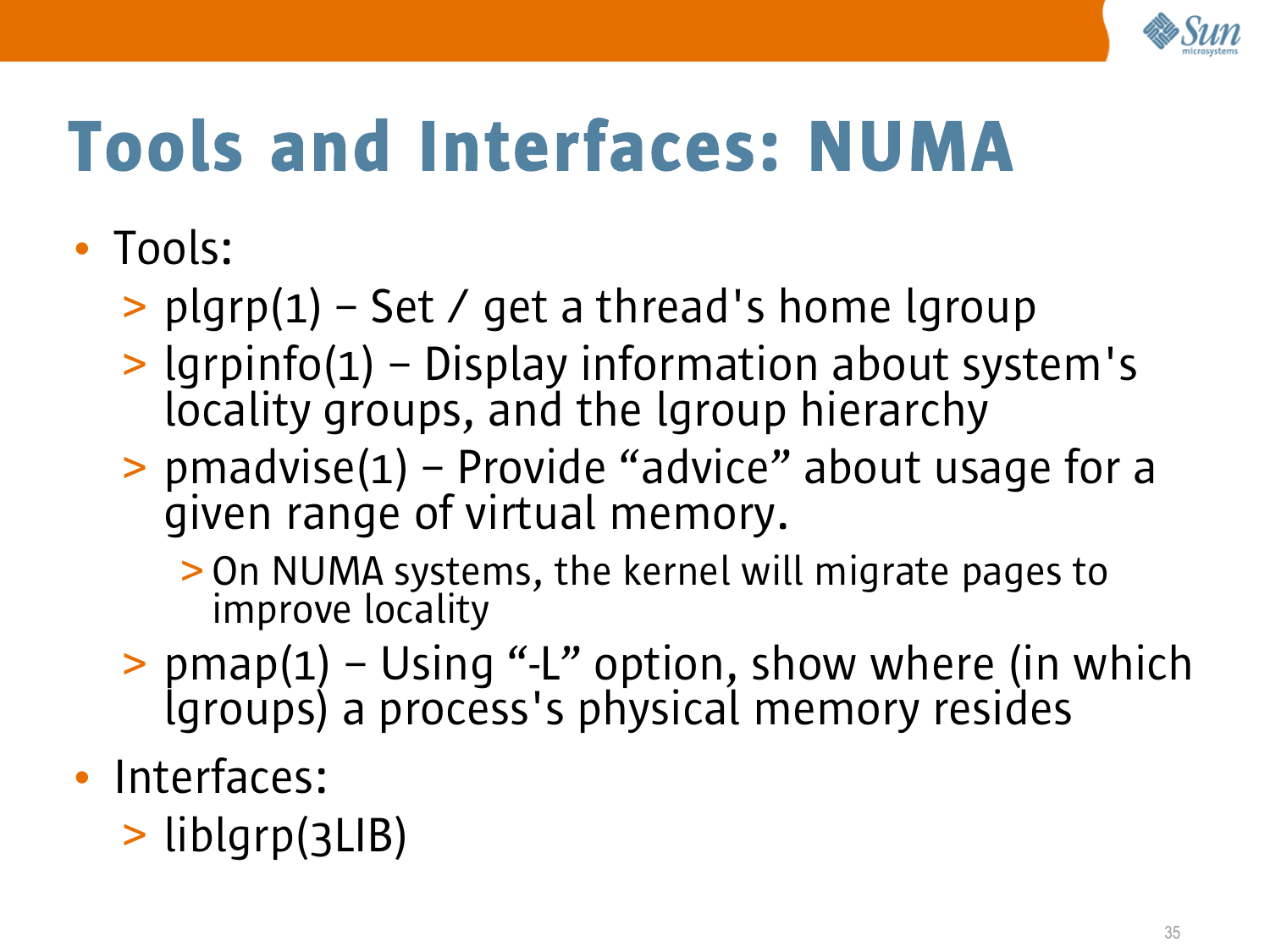# Tools and Interfaces: NUMA

- Tools:
  - plgrp(1) – Set / get a thread's home lgroup
  - lgrpinfo(1) – Display information about system's locality groups, and the lgroup hierarchy
  - pmadvise(1) – Provide “advice” about usage for a given range of virtual memory.
    - On NUMA systems, the kernel will migrate pages to improve locality
  - pmap(1) – Using “-L” option, show where (in which lgroups) a process's physical memory resides
- Interfaces:
  - liblgrp(3LIB)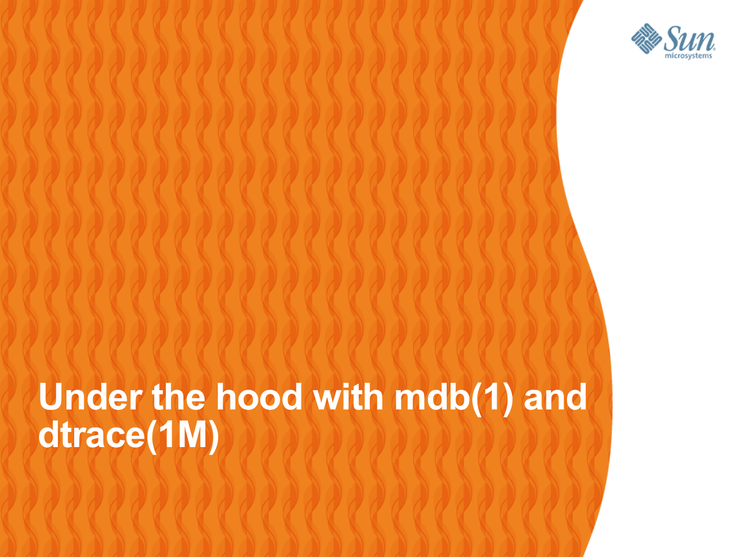# Under the hood with mdb(1) and dtrace(1M)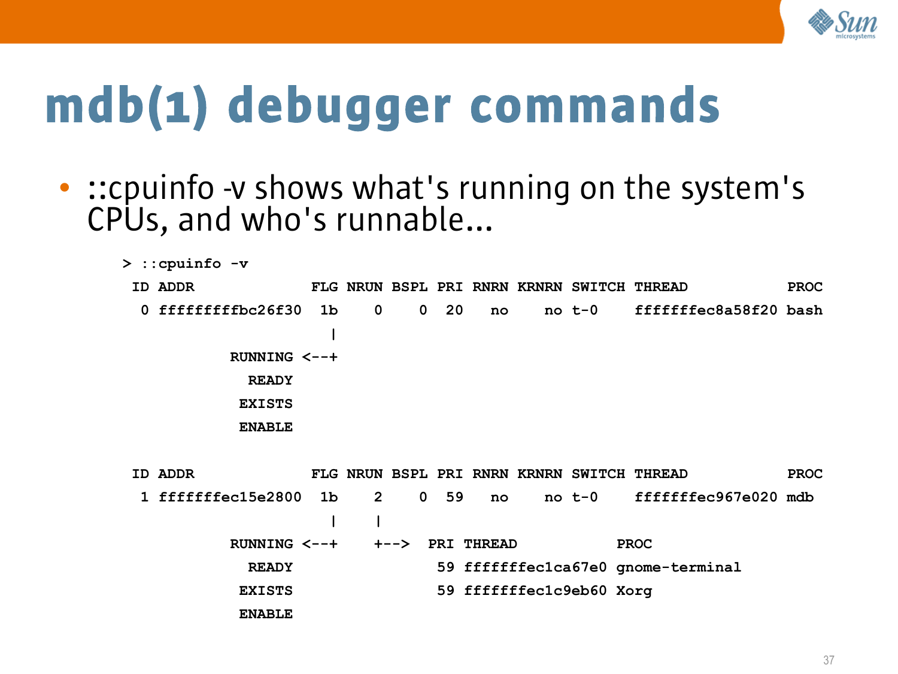# mdb(1) debugger commands

- ::cpuinfo -v shows what's running on the system's CPUs, and who's runnable...

```
> ::cpuinfo -v
 ID ADDR              FLG NRUN BSPL PRI RNRN KRNRN SWITCH THREAD           PROC
  0 fffffffffbc26f30  1b    0    0  20   no    no t-0    ffffffffec8a58f20 bash
                       |
            RUNNING <--+
              READY
             EXISTS
             ENABLE

 ID ADDR              FLG NRUN BSPL PRI RNRN KRNRN SWITCH THREAD           PROC
  1 fffffffec15e2800  1b    2    0  59   no    no t-0    fffffffec967e020 mdb
                       |    |
            RUNNING <--+    +-->  PRI THREAD           PROC
              READY                59 fffffffec1ca67e0 gnome-terminal
             EXISTS                59 fffffffec1c9eb60 Xorg
             ENABLE
```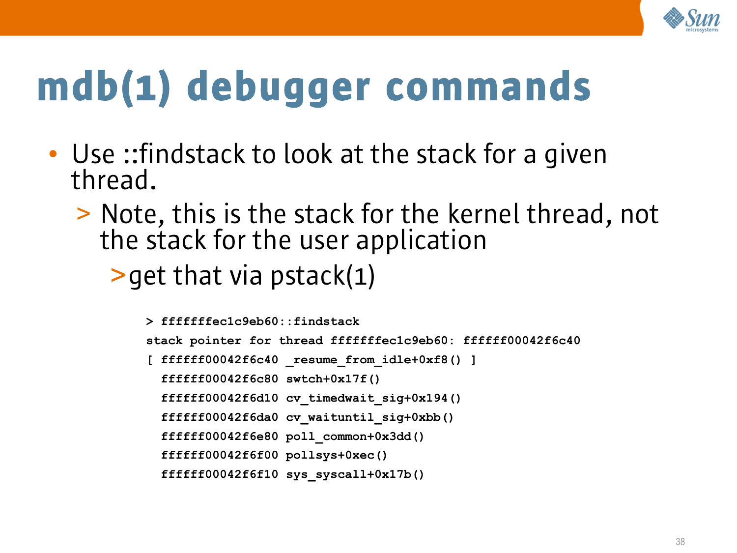# mdb(1) debugger commands

- Use ::findstack to look at the stack for a given thread.
  - Note, this is the stack for the kernel thread, not the stack for the user application
    - get that via pstack(1)

```
> ffffffffec1c9eb60::findstack
stack pointer for thread ffffffffec1c9eb60: ffffff00042f6c40
[ ffffff00042f6c40 _resume_from_idle+0xf8() ]
  ffffff00042f6c80 swtch+0x17f()
  ffffff00042f6d10 cv_timedwait_sig+0x194()
  ffffff00042f6da0 cv_waituntil_sig+0xbb()
  ffffff00042f6e80 poll_common+0x3dd()
  ffffff00042f6f00 pollsys+0xec()
  ffffff00042f6f10 sys_syscall+0x17b()
```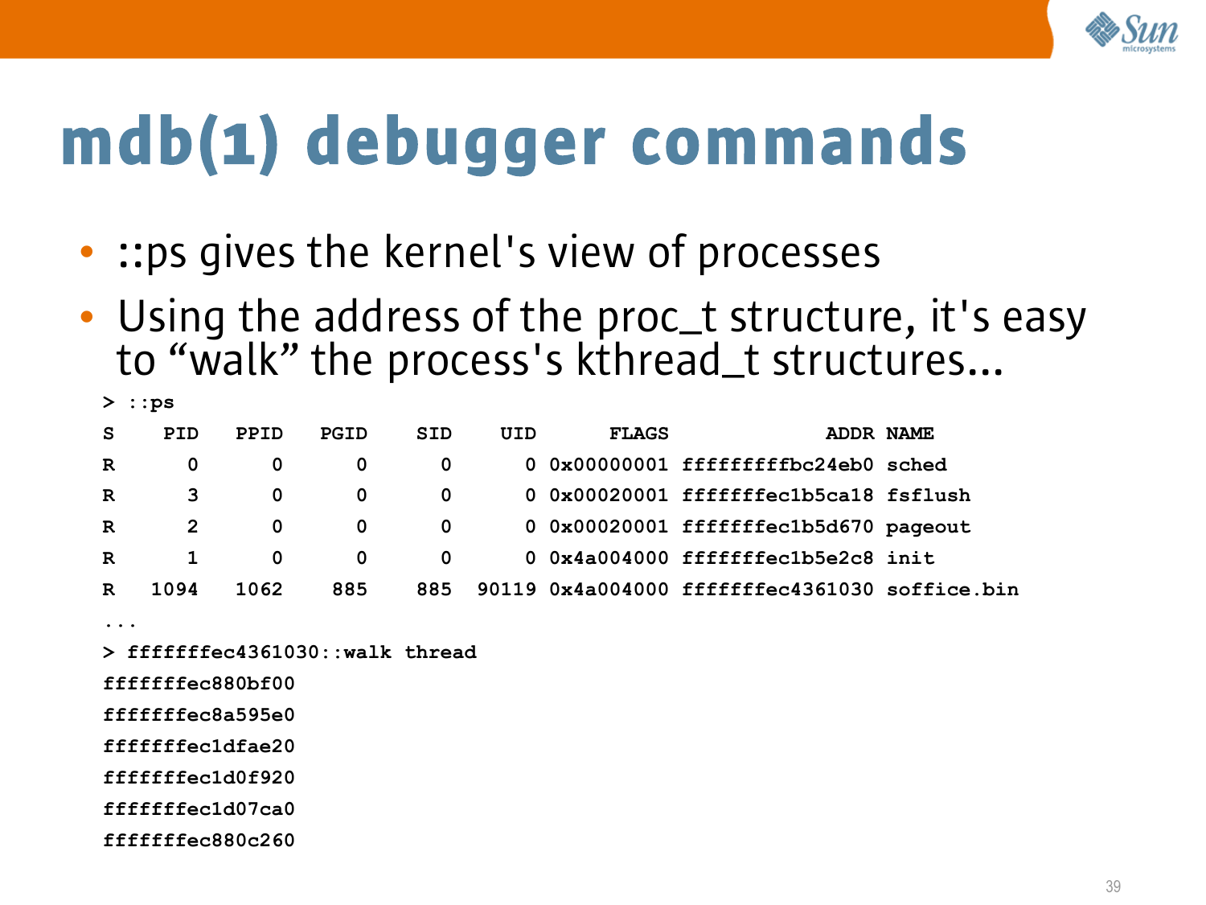# mdb(1) debugger commands

- ::ps gives the kernel's view of processes
- Using the address of the proc_t structure, it's easy to “walk” the process's kthread_t structures...

```
> ::ps
S    PID   PPID   PGID    SID    UID      FLAGS             ADDR NAME
R      0      0      0      0      0 0x00000001 fffffffffbc24eb0 sched
R      3      0      0      0      0 0x00020001 ffffffffec1b5ca18 fsflush
R      2      0      0      0      0 0x00020001 ffffffffec1b5d670 pageout
R      1      0      0      0      0 0x4a004000 ffffffffec1b5e2c8 init
R   1094   1062    885    885  90119 0x4a004000 ffffffffec4361030 soffice.bin
...
> ffffffffec4361030::walk thread
ffffffffec880bf00
ffffffffec8a595e0
ffffffffec1dfae20
ffffffffec1d0f920
ffffffffec1d07ca0
ffffffffec880c260
```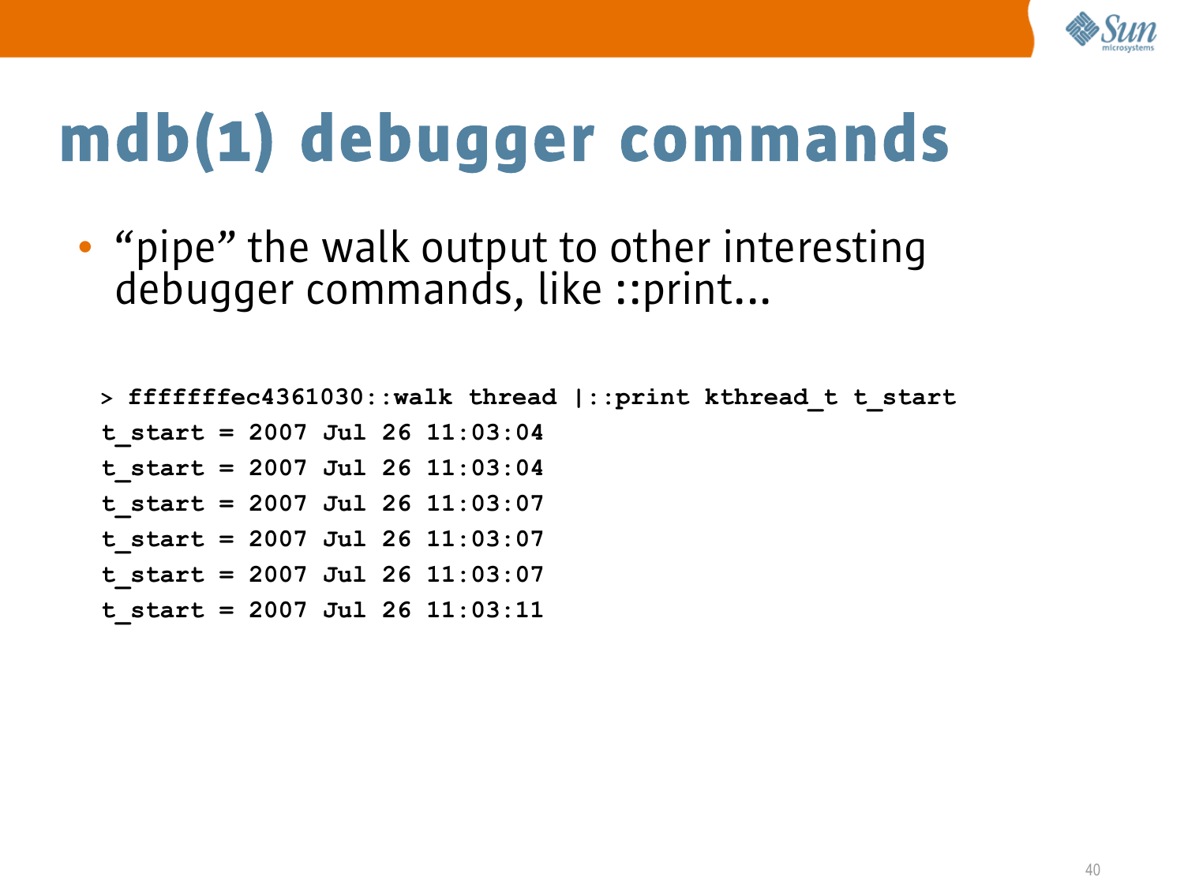# mdb(1) debugger commands

- “pipe” the walk output to other interesting debugger commands, like ::print...

```
> ffffffffec4361030::walk thread |::print kthread_t t_start
t_start = 2007 Jul 26 11:03:04
t_start = 2007 Jul 26 11:03:04
t_start = 2007 Jul 26 11:03:07
t_start = 2007 Jul 26 11:03:07
t_start = 2007 Jul 26 11:03:07
t_start = 2007 Jul 26 11:03:11
```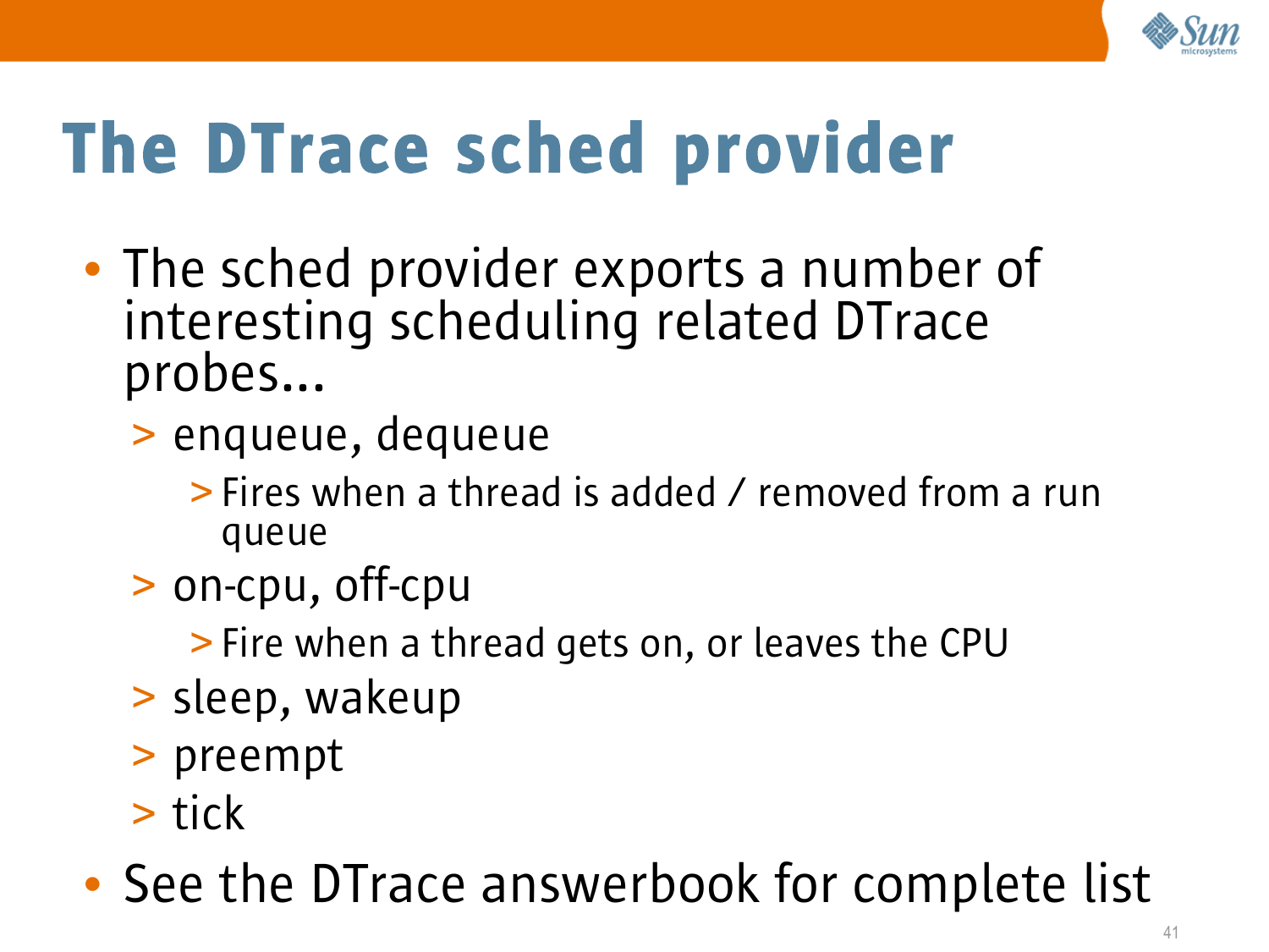# The DTrace sched provider

- The sched provider exports a number of interesting scheduling related DTrace probes...
  - enqueue, dequeue
    - Fires when a thread is added / removed from a run queue
  - on-cpu, off-cpu
    - Fire when a thread gets on, or leaves the CPU
  - sleep, wakeup
  - preempt
  - tick
- See the DTrace answerbook for complete list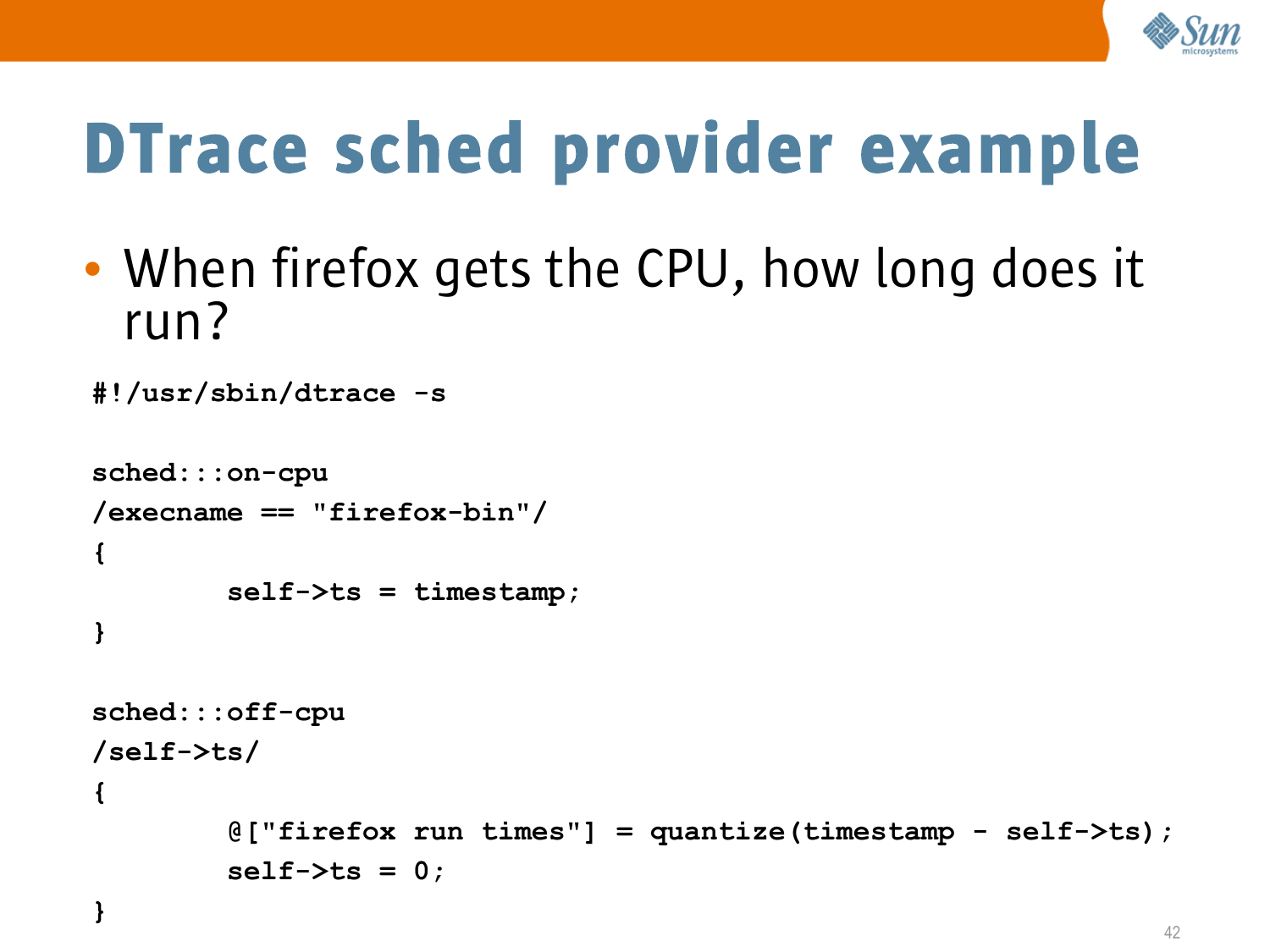# DTrace sched provider example

- When firefox gets the CPU, how long does it run?

```
#!/usr/sbin/dtrace -s

sched:::on-cpu
/execname == "firefox-bin"/
{
        self->ts = timestamp;
}

sched:::off-cpu
/self->ts/
{
        @["firefox run times"] = quantize(timestamp - self->ts);
        self->ts = 0;
}
```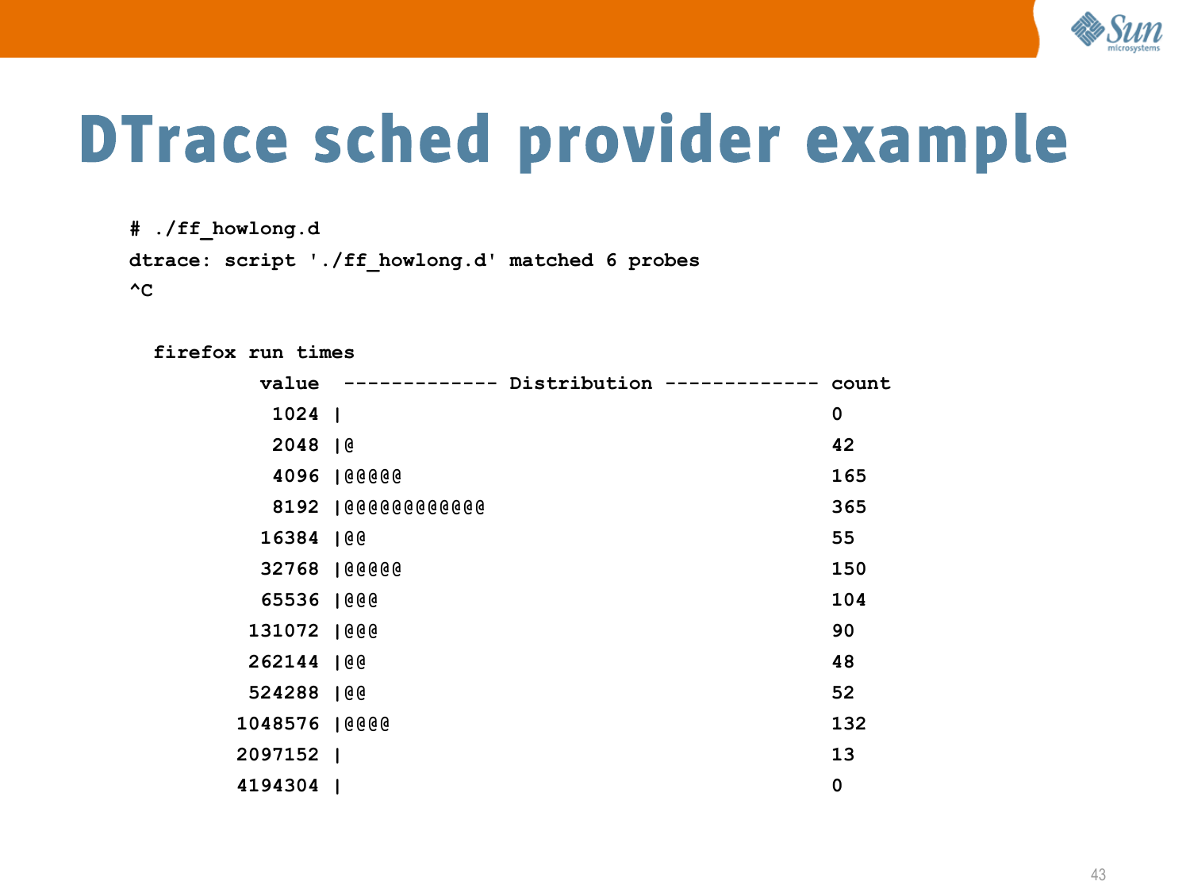# DTrace sched provider example

```
# ./ff_howlong.d
dtrace: script './ff_howlong.d' matched 6 probes
^C

  firefox run times
           value  ------------- Distribution ------------- count
            1024 |                                         0
            2048 |@                                        42
            4096 |@@@@@                                    165
            8192 |@@@@@@@@@@@@                             365
           16384 |@@                                       55
           32768 |@@@@@                                    150
           65536 |@@@                                      104
          131072 |@@@                                      90
          262144 |@@                                       48
          524288 |@@                                       52
         1048576 |@@@@                                     132
         2097152 |                                         13
         4194304 |                                         0
```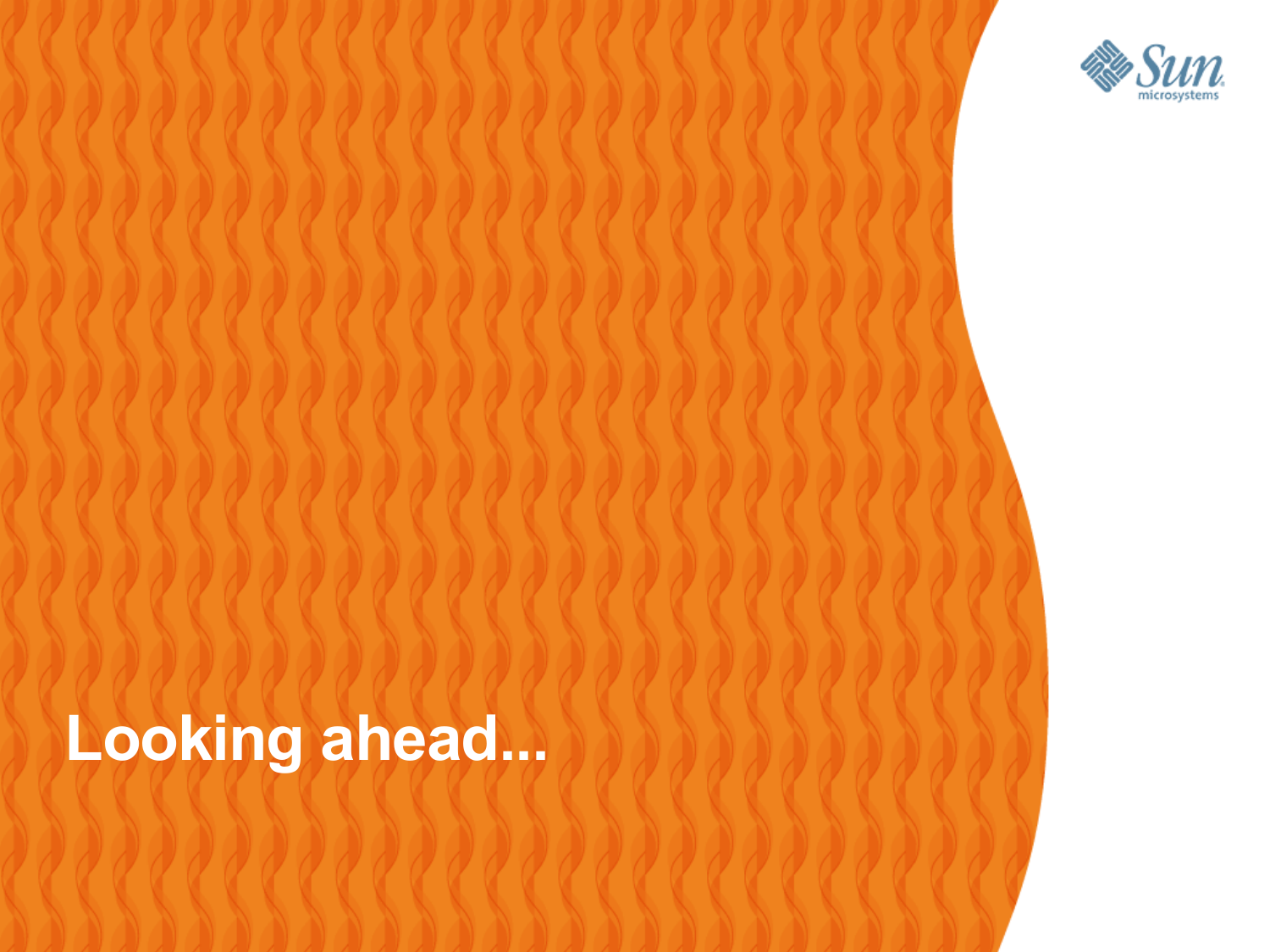# Looking ahead...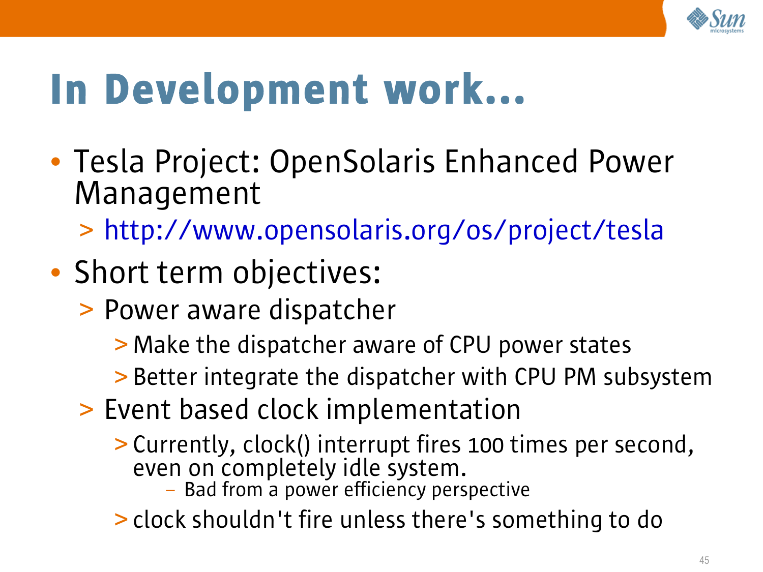# In Development work...

- Tesla Project: OpenSolaris Enhanced Power Management
  - http://www.opensolaris.org/os/project/tesla
- Short term objectives:
  - Power aware dispatcher
    - Make the dispatcher aware of CPU power states
    - Better integrate the dispatcher with CPU PM subsystem
  - Event based clock implementation
    - Currently, clock() interrupt fires 100 times per second, even on completely idle system.
      - Bad from a power efficiency perspective
    - clock shouldn't fire unless there's something to do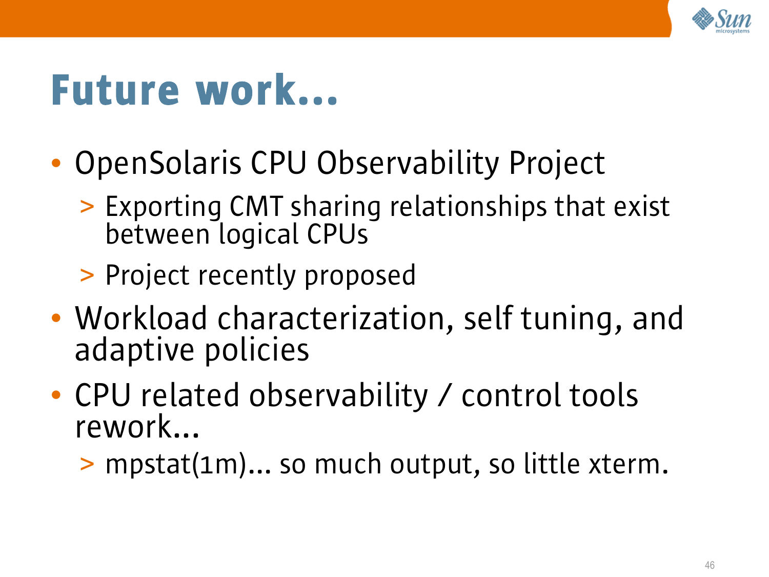# Future work...

- OpenSolaris CPU Observability Project
  - Exporting CMT sharing relationships that exist between logical CPUs
  - Project recently proposed
- Workload characterization, self tuning, and adaptive policies
- CPU related observability / control tools rework...
  - mpstat(1m)... so much output, so little xterm.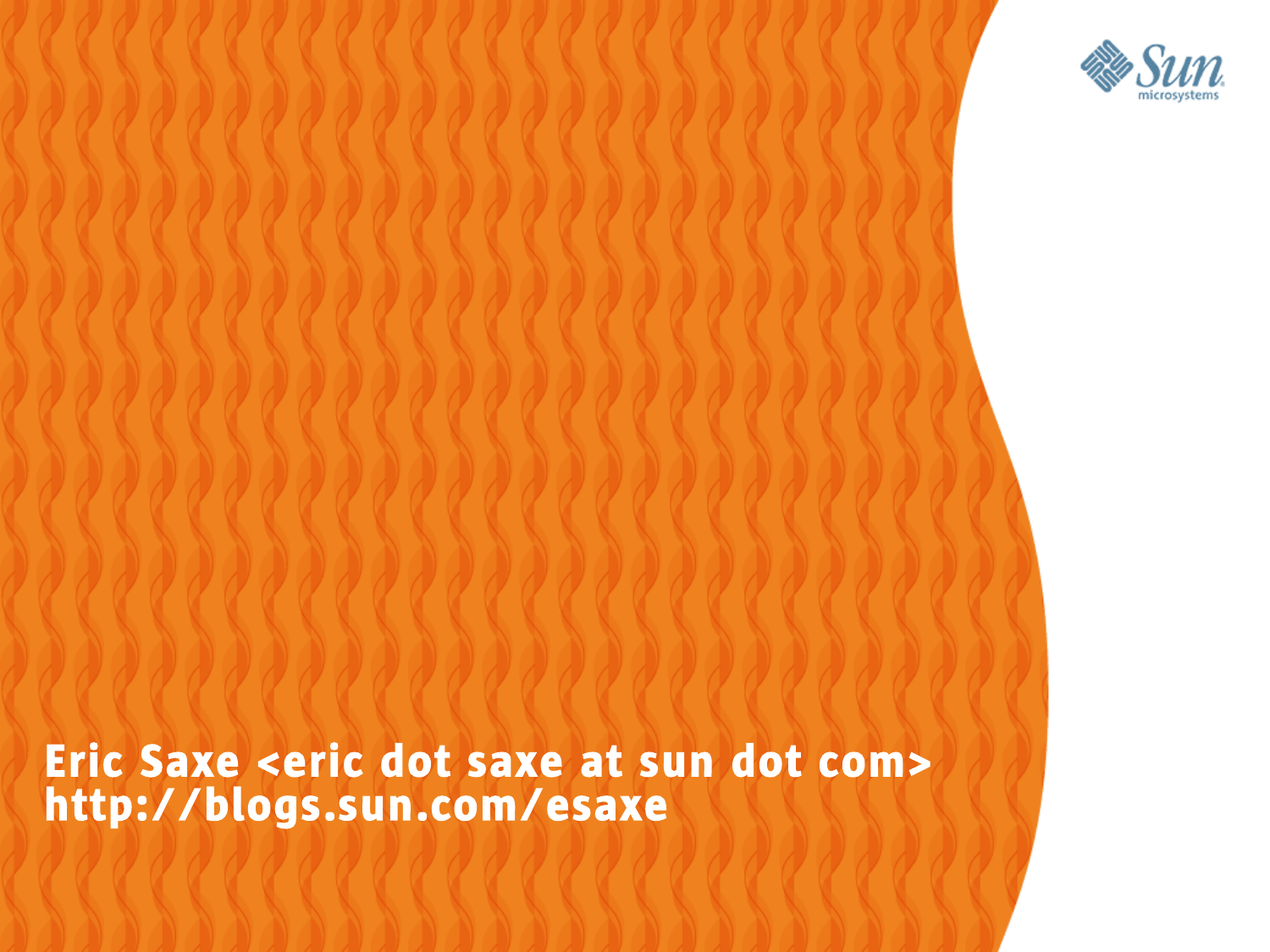Eric Saxe <eric dot saxe at sun dot com>
http://blogs.sun.com/esaxe